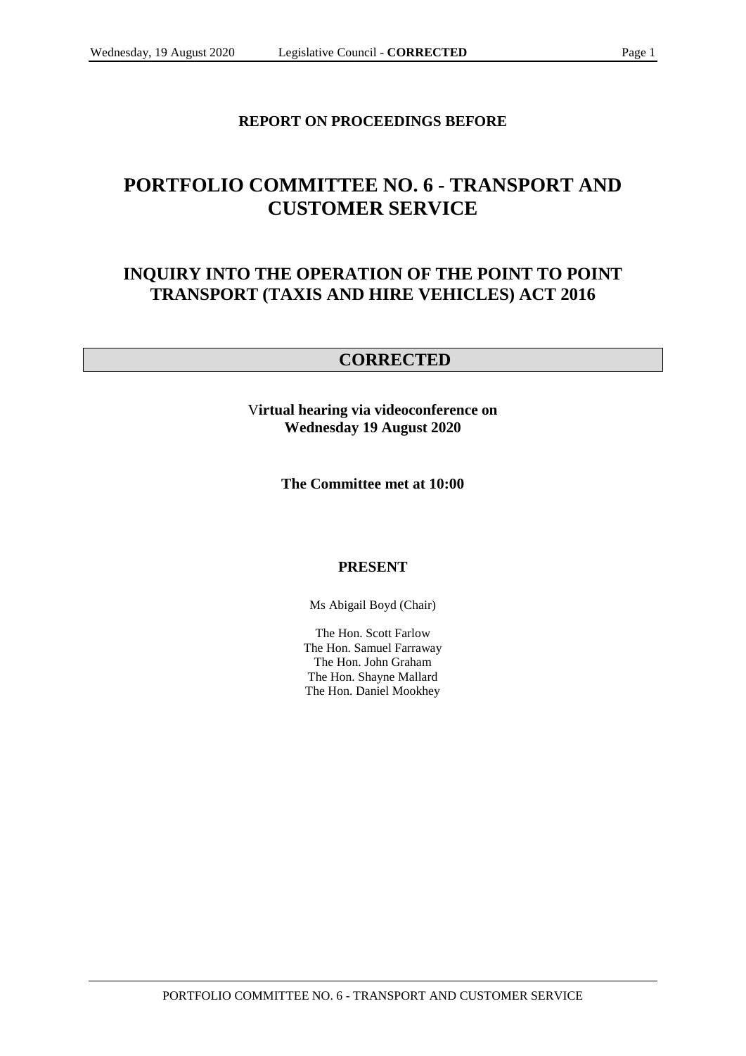**REPORT ON PROCEEDINGS BEFORE**

# PORTFOLIO COMMITTEE NO. 6 - TRANSPORT AND CUSTOMER SERVICE

## INQUIRY INTO THE OPERATION OF THE POINT TO POINT TRANSPORT (TAXIS AND HIRE VEHICLES) ACT 2016

## CORRECTED

**Virtual hearing via videoconference on Wednesday 19 August 2020**

**The Committee met at 10:00**

**PRESENT**

Ms Abigail Boyd (Chair)

The Hon. Scott Farlow
The Hon. Samuel Farraway
The Hon. John Graham
The Hon. Shayne Mallard
The Hon. Daniel Mookhey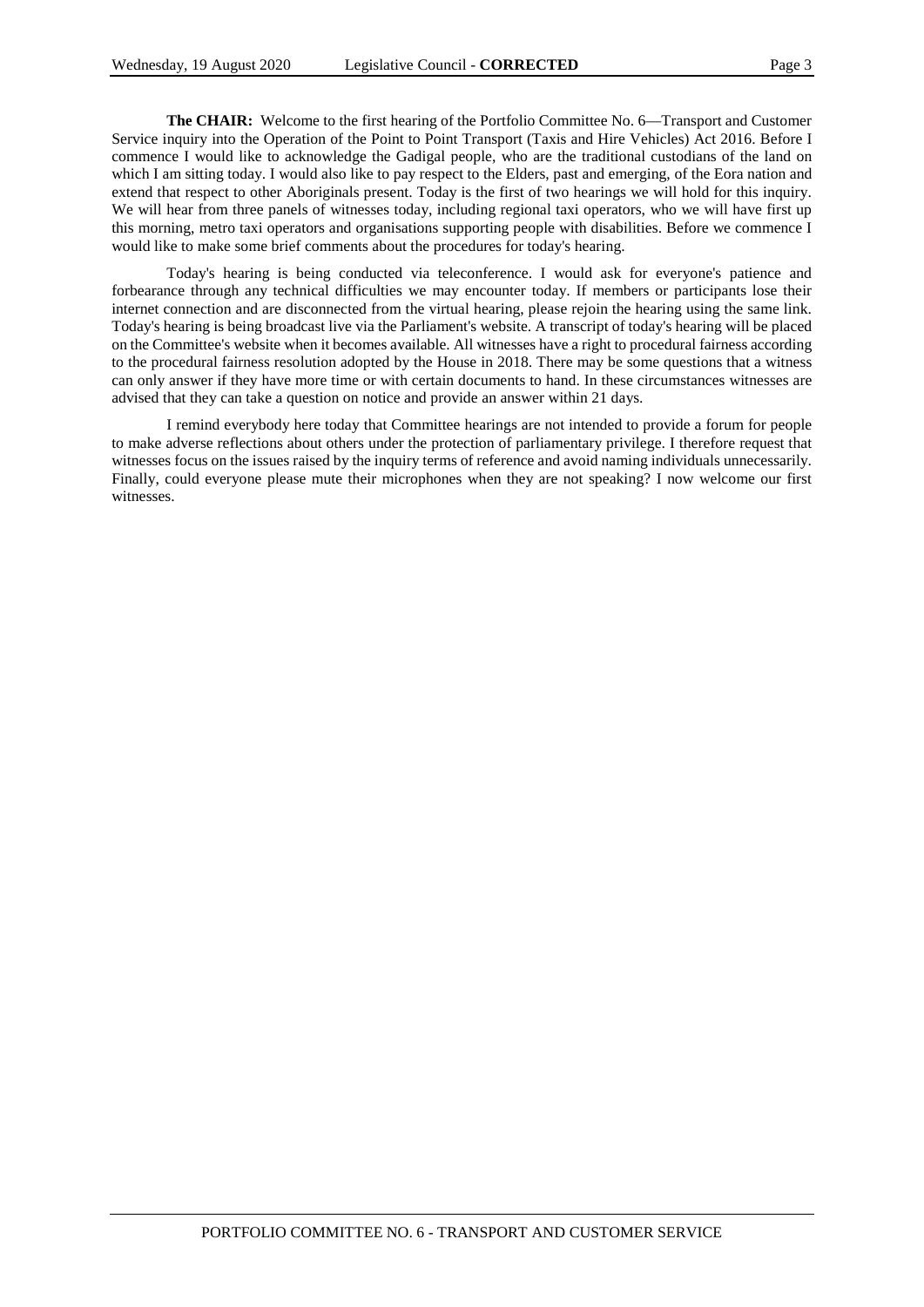**The CHAIR:** Welcome to the first hearing of the Portfolio Committee No. 6—Transport and Customer Service inquiry into the Operation of the Point to Point Transport (Taxis and Hire Vehicles) Act 2016. Before I commence I would like to acknowledge the Gadigal people, who are the traditional custodians of the land on which I am sitting today. I would also like to pay respect to the Elders, past and emerging, of the Eora nation and extend that respect to other Aboriginals present. Today is the first of two hearings we will hold for this inquiry. We will hear from three panels of witnesses today, including regional taxi operators, who we will have first up this morning, metro taxi operators and organisations supporting people with disabilities. Before we commence I would like to make some brief comments about the procedures for today's hearing.

Today's hearing is being conducted via teleconference. I would ask for everyone's patience and forbearance through any technical difficulties we may encounter today. If members or participants lose their internet connection and are disconnected from the virtual hearing, please rejoin the hearing using the same link. Today's hearing is being broadcast live via the Parliament's website. A transcript of today's hearing will be placed on the Committee's website when it becomes available. All witnesses have a right to procedural fairness according to the procedural fairness resolution adopted by the House in 2018. There may be some questions that a witness can only answer if they have more time or with certain documents to hand. In these circumstances witnesses are advised that they can take a question on notice and provide an answer within 21 days.

I remind everybody here today that Committee hearings are not intended to provide a forum for people to make adverse reflections about others under the protection of parliamentary privilege. I therefore request that witnesses focus on the issues raised by the inquiry terms of reference and avoid naming individuals unnecessarily. Finally, could everyone please mute their microphones when they are not speaking? I now welcome our first witnesses.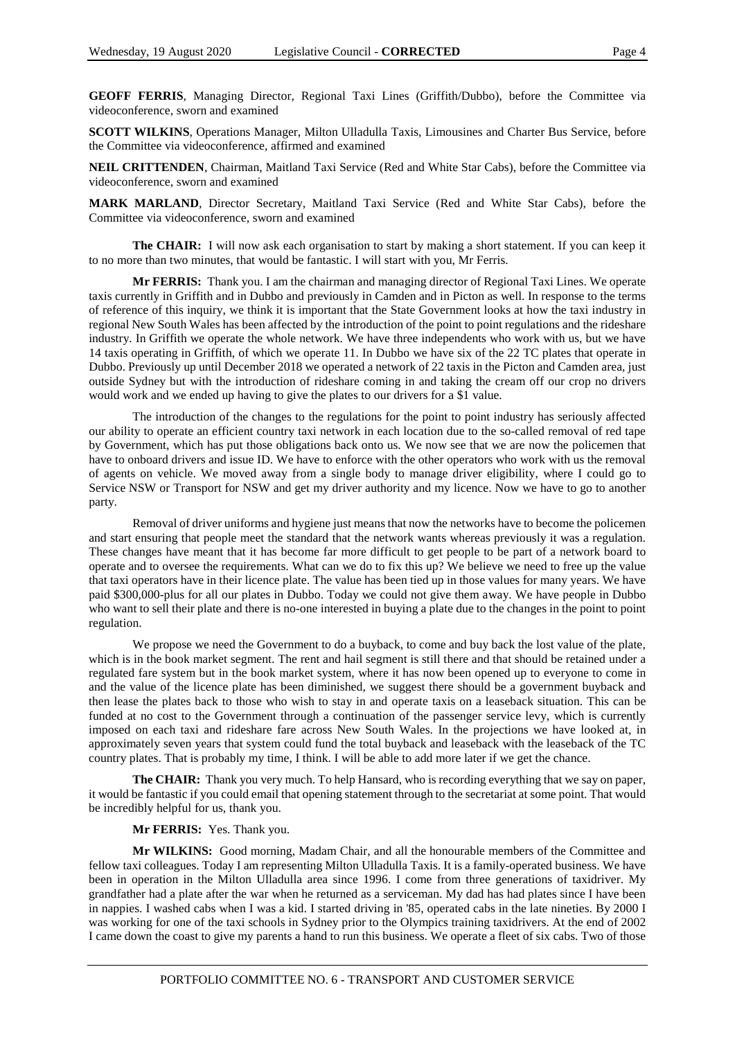**GEOFF FERRIS**, Managing Director, Regional Taxi Lines (Griffith/Dubbo), before the Committee via videoconference, sworn and examined

**SCOTT WILKINS**, Operations Manager, Milton Ulladulla Taxis, Limousines and Charter Bus Service, before the Committee via videoconference, affirmed and examined

**NEIL CRITTENDEN**, Chairman, Maitland Taxi Service (Red and White Star Cabs), before the Committee via videoconference, sworn and examined

**MARK MARLAND**, Director Secretary, Maitland Taxi Service (Red and White Star Cabs), before the Committee via videoconference, sworn and examined

**The CHAIR:** I will now ask each organisation to start by making a short statement. If you can keep it to no more than two minutes, that would be fantastic. I will start with you, Mr Ferris.

**Mr FERRIS:** Thank you. I am the chairman and managing director of Regional Taxi Lines. We operate taxis currently in Griffith and in Dubbo and previously in Camden and in Picton as well. In response to the terms of reference of this inquiry, we think it is important that the State Government looks at how the taxi industry in regional New South Wales has been affected by the introduction of the point to point regulations and the rideshare industry. In Griffith we operate the whole network. We have three independents who work with us, but we have 14 taxis operating in Griffith, of which we operate 11. In Dubbo we have six of the 22 TC plates that operate in Dubbo. Previously up until December 2018 we operated a network of 22 taxis in the Picton and Camden area, just outside Sydney but with the introduction of rideshare coming in and taking the cream off our crop no drivers would work and we ended up having to give the plates to our drivers for a $1 value.

The introduction of the changes to the regulations for the point to point industry has seriously affected our ability to operate an efficient country taxi network in each location due to the so-called removal of red tape by Government, which has put those obligations back onto us. We now see that we are now the policemen that have to onboard drivers and issue ID. We have to enforce with the other operators who work with us the removal of agents on vehicle. We moved away from a single body to manage driver eligibility, where I could go to Service NSW or Transport for NSW and get my driver authority and my licence. Now we have to go to another party.

Removal of driver uniforms and hygiene just means that now the networks have to become the policemen and start ensuring that people meet the standard that the network wants whereas previously it was a regulation. These changes have meant that it has become far more difficult to get people to be part of a network board to operate and to oversee the requirements. What can we do to fix this up? We believe we need to free up the value that taxi operators have in their licence plate. The value has been tied up in those values for many years. We have paid $300,000-plus for all our plates in Dubbo. Today we could not give them away. We have people in Dubbo who want to sell their plate and there is no-one interested in buying a plate due to the changes in the point to point regulation.

We propose we need the Government to do a buyback, to come and buy back the lost value of the plate, which is in the book market segment. The rent and hail segment is still there and that should be retained under a regulated fare system but in the book market system, where it has now been opened up to everyone to come in and the value of the licence plate has been diminished, we suggest there should be a government buyback and then lease the plates back to those who wish to stay in and operate taxis on a leaseback situation. This can be funded at no cost to the Government through a continuation of the passenger service levy, which is currently imposed on each taxi and rideshare fare across New South Wales. In the projections we have looked at, in approximately seven years that system could fund the total buyback and leaseback with the leaseback of the TC country plates. That is probably my time, I think. I will be able to add more later if we get the chance.

**The CHAIR:** Thank you very much. To help Hansard, who is recording everything that we say on paper, it would be fantastic if you could email that opening statement through to the secretariat at some point. That would be incredibly helpful for us, thank you.

**Mr FERRIS:** Yes. Thank you.

**Mr WILKINS:** Good morning, Madam Chair, and all the honourable members of the Committee and fellow taxi colleagues. Today I am representing Milton Ulladulla Taxis. It is a family-operated business. We have been in operation in the Milton Ulladulla area since 1996. I come from three generations of taxidriver. My grandfather had a plate after the war when he returned as a serviceman. My dad has had plates since I have been in nappies. I washed cabs when I was a kid. I started driving in '85, operated cabs in the late nineties. By 2000 I was working for one of the taxi schools in Sydney prior to the Olympics training taxidrivers. At the end of 2002 I came down the coast to give my parents a hand to run this business. We operate a fleet of six cabs. Two of those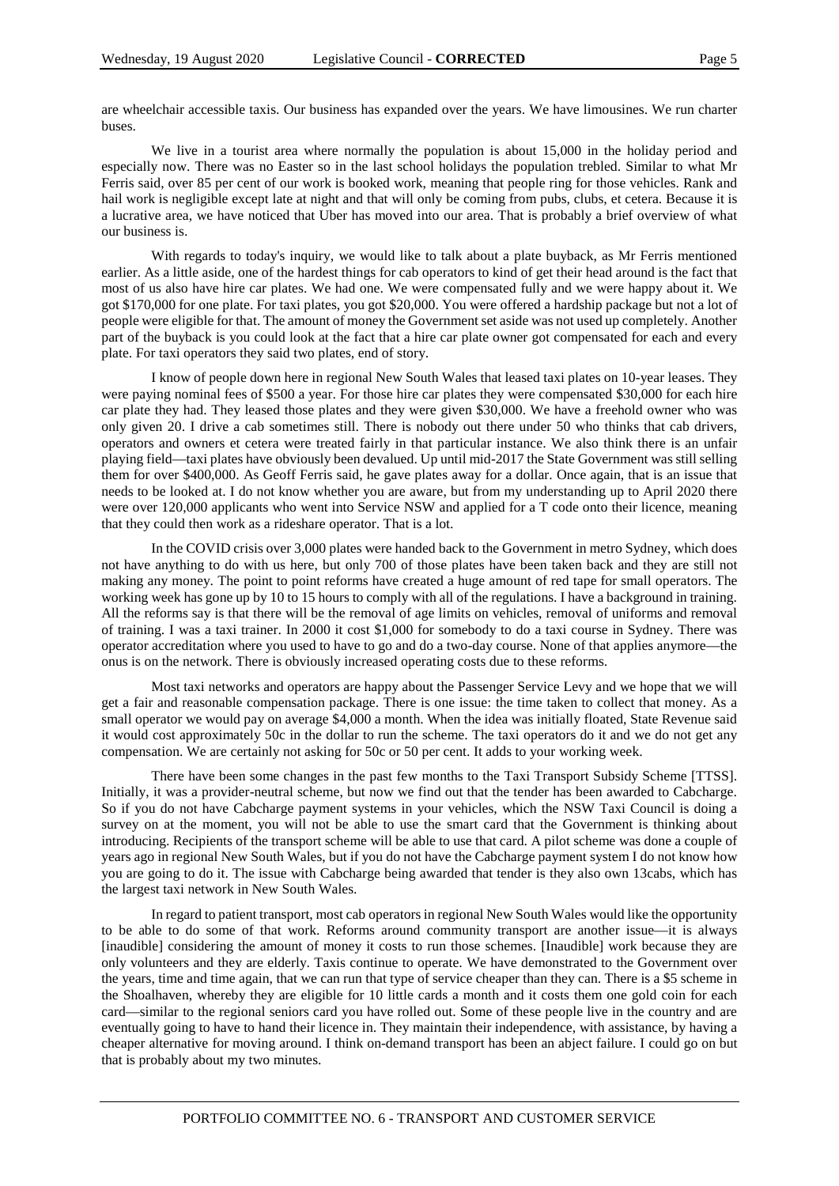are wheelchair accessible taxis. Our business has expanded over the years. We have limousines. We run charter buses.

We live in a tourist area where normally the population is about 15,000 in the holiday period and especially now. There was no Easter so in the last school holidays the population trebled. Similar to what Mr Ferris said, over 85 per cent of our work is booked work, meaning that people ring for those vehicles. Rank and hail work is negligible except late at night and that will only be coming from pubs, clubs, et cetera. Because it is a lucrative area, we have noticed that Uber has moved into our area. That is probably a brief overview of what our business is.

With regards to today's inquiry, we would like to talk about a plate buyback, as Mr Ferris mentioned earlier. As a little aside, one of the hardest things for cab operators to kind of get their head around is the fact that most of us also have hire car plates. We had one. We were compensated fully and we were happy about it. We got $170,000 for one plate. For taxi plates, you got $20,000. You were offered a hardship package but not a lot of people were eligible for that. The amount of money the Government set aside was not used up completely. Another part of the buyback is you could look at the fact that a hire car plate owner got compensated for each and every plate. For taxi operators they said two plates, end of story.

I know of people down here in regional New South Wales that leased taxi plates on 10-year leases. They were paying nominal fees of $500 a year. For those hire car plates they were compensated $30,000 for each hire car plate they had. They leased those plates and they were given $30,000. We have a freehold owner who was only given 20. I drive a cab sometimes still. There is nobody out there under 50 who thinks that cab drivers, operators and owners et cetera were treated fairly in that particular instance. We also think there is an unfair playing field—taxi plates have obviously been devalued. Up until mid-2017 the State Government was still selling them for over $400,000. As Geoff Ferris said, he gave plates away for a dollar. Once again, that is an issue that needs to be looked at. I do not know whether you are aware, but from my understanding up to April 2020 there were over 120,000 applicants who went into Service NSW and applied for a T code onto their licence, meaning that they could then work as a rideshare operator. That is a lot.

In the COVID crisis over 3,000 plates were handed back to the Government in metro Sydney, which does not have anything to do with us here, but only 700 of those plates have been taken back and they are still not making any money. The point to point reforms have created a huge amount of red tape for small operators. The working week has gone up by 10 to 15 hours to comply with all of the regulations. I have a background in training. All the reforms say is that there will be the removal of age limits on vehicles, removal of uniforms and removal of training. I was a taxi trainer. In 2000 it cost $1,000 for somebody to do a taxi course in Sydney. There was operator accreditation where you used to have to go and do a two-day course. None of that applies anymore—the onus is on the network. There is obviously increased operating costs due to these reforms.

Most taxi networks and operators are happy about the Passenger Service Levy and we hope that we will get a fair and reasonable compensation package. There is one issue: the time taken to collect that money. As a small operator we would pay on average $4,000 a month. When the idea was initially floated, State Revenue said it would cost approximately 50c in the dollar to run the scheme. The taxi operators do it and we do not get any compensation. We are certainly not asking for 50c or 50 per cent. It adds to your working week.

There have been some changes in the past few months to the Taxi Transport Subsidy Scheme [TTSS]. Initially, it was a provider-neutral scheme, but now we find out that the tender has been awarded to Cabcharge. So if you do not have Cabcharge payment systems in your vehicles, which the NSW Taxi Council is doing a survey on at the moment, you will not be able to use the smart card that the Government is thinking about introducing. Recipients of the transport scheme will be able to use that card. A pilot scheme was done a couple of years ago in regional New South Wales, but if you do not have the Cabcharge payment system I do not know how you are going to do it. The issue with Cabcharge being awarded that tender is they also own 13cabs, which has the largest taxi network in New South Wales.

In regard to patient transport, most cab operators in regional New South Wales would like the opportunity to be able to do some of that work. Reforms around community transport are another issue—it is always [inaudible] considering the amount of money it costs to run those schemes. [Inaudible] work because they are only volunteers and they are elderly. Taxis continue to operate. We have demonstrated to the Government over the years, time and time again, that we can run that type of service cheaper than they can. There is a $5 scheme in the Shoalhaven, whereby they are eligible for 10 little cards a month and it costs them one gold coin for each card—similar to the regional seniors card you have rolled out. Some of these people live in the country and are eventually going to have to hand their licence in. They maintain their independence, with assistance, by having a cheaper alternative for moving around. I think on-demand transport has been an abject failure. I could go on but that is probably about my two minutes.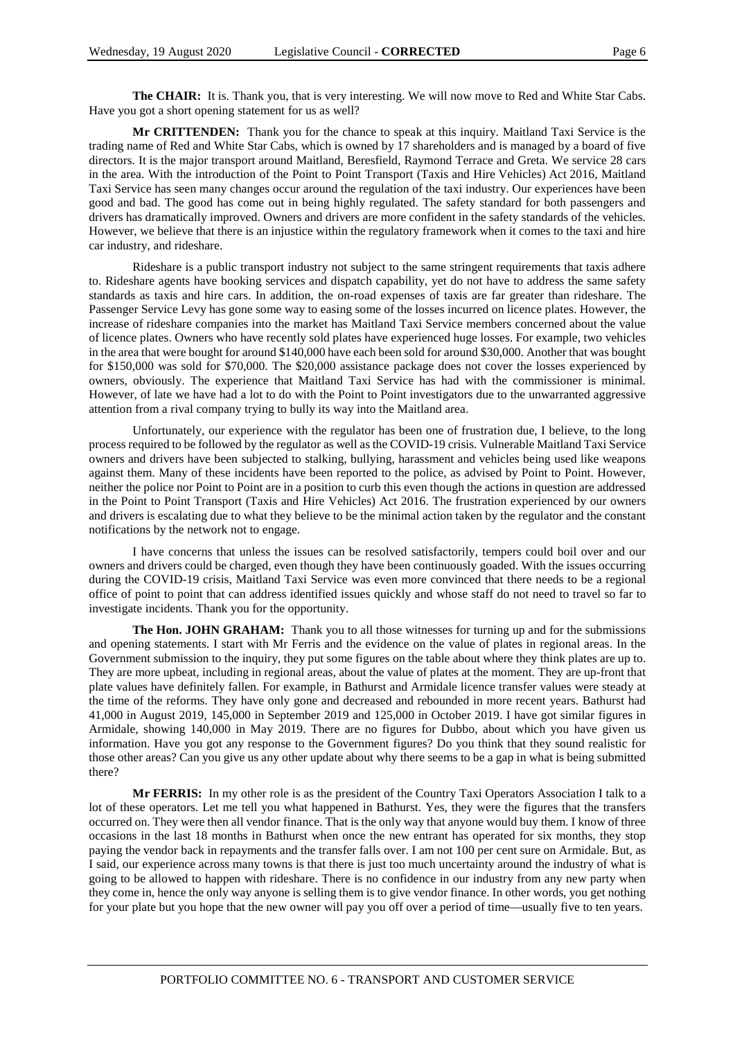**The CHAIR:** It is. Thank you, that is very interesting. We will now move to Red and White Star Cabs. Have you got a short opening statement for us as well?

**Mr CRITTENDEN:** Thank you for the chance to speak at this inquiry. Maitland Taxi Service is the trading name of Red and White Star Cabs, which is owned by 17 shareholders and is managed by a board of five directors. It is the major transport around Maitland, Beresfield, Raymond Terrace and Greta. We service 28 cars in the area. With the introduction of the Point to Point Transport (Taxis and Hire Vehicles) Act 2016, Maitland Taxi Service has seen many changes occur around the regulation of the taxi industry. Our experiences have been good and bad. The good has come out in being highly regulated. The safety standard for both passengers and drivers has dramatically improved. Owners and drivers are more confident in the safety standards of the vehicles. However, we believe that there is an injustice within the regulatory framework when it comes to the taxi and hire car industry, and rideshare.

Rideshare is a public transport industry not subject to the same stringent requirements that taxis adhere to. Rideshare agents have booking services and dispatch capability, yet do not have to address the same safety standards as taxis and hire cars. In addition, the on-road expenses of taxis are far greater than rideshare. The Passenger Service Levy has gone some way to easing some of the losses incurred on licence plates. However, the increase of rideshare companies into the market has Maitland Taxi Service members concerned about the value of licence plates. Owners who have recently sold plates have experienced huge losses. For example, two vehicles in the area that were bought for around $140,000 have each been sold for around $30,000. Another that was bought for $150,000 was sold for $70,000. The $20,000 assistance package does not cover the losses experienced by owners, obviously. The experience that Maitland Taxi Service has had with the commissioner is minimal. However, of late we have had a lot to do with the Point to Point investigators due to the unwarranted aggressive attention from a rival company trying to bully its way into the Maitland area.

Unfortunately, our experience with the regulator has been one of frustration due, I believe, to the long process required to be followed by the regulator as well as the COVID-19 crisis. Vulnerable Maitland Taxi Service owners and drivers have been subjected to stalking, bullying, harassment and vehicles being used like weapons against them. Many of these incidents have been reported to the police, as advised by Point to Point. However, neither the police nor Point to Point are in a position to curb this even though the actions in question are addressed in the Point to Point Transport (Taxis and Hire Vehicles) Act 2016. The frustration experienced by our owners and drivers is escalating due to what they believe to be the minimal action taken by the regulator and the constant notifications by the network not to engage.

I have concerns that unless the issues can be resolved satisfactorily, tempers could boil over and our owners and drivers could be charged, even though they have been continuously goaded. With the issues occurring during the COVID-19 crisis, Maitland Taxi Service was even more convinced that there needs to be a regional office of point to point that can address identified issues quickly and whose staff do not need to travel so far to investigate incidents. Thank you for the opportunity.

**The Hon. JOHN GRAHAM:** Thank you to all those witnesses for turning up and for the submissions and opening statements. I start with Mr Ferris and the evidence on the value of plates in regional areas. In the Government submission to the inquiry, they put some figures on the table about where they think plates are up to. They are more upbeat, including in regional areas, about the value of plates at the moment. They are up-front that plate values have definitely fallen. For example, in Bathurst and Armidale licence transfer values were steady at the time of the reforms. They have only gone and decreased and rebounded in more recent years. Bathurst had 41,000 in August 2019, 145,000 in September 2019 and 125,000 in October 2019. I have got similar figures in Armidale, showing 140,000 in May 2019. There are no figures for Dubbo, about which you have given us information. Have you got any response to the Government figures? Do you think that they sound realistic for those other areas? Can you give us any other update about why there seems to be a gap in what is being submitted there?

**Mr FERRIS:** In my other role is as the president of the Country Taxi Operators Association I talk to a lot of these operators. Let me tell you what happened in Bathurst. Yes, they were the figures that the transfers occurred on. They were then all vendor finance. That is the only way that anyone would buy them. I know of three occasions in the last 18 months in Bathurst when once the new entrant has operated for six months, they stop paying the vendor back in repayments and the transfer falls over. I am not 100 per cent sure on Armidale. But, as I said, our experience across many towns is that there is just too much uncertainty around the industry of what is going to be allowed to happen with rideshare. There is no confidence in our industry from any new party when they come in, hence the only way anyone is selling them is to give vendor finance. In other words, you get nothing for your plate but you hope that the new owner will pay you off over a period of time—usually five to ten years.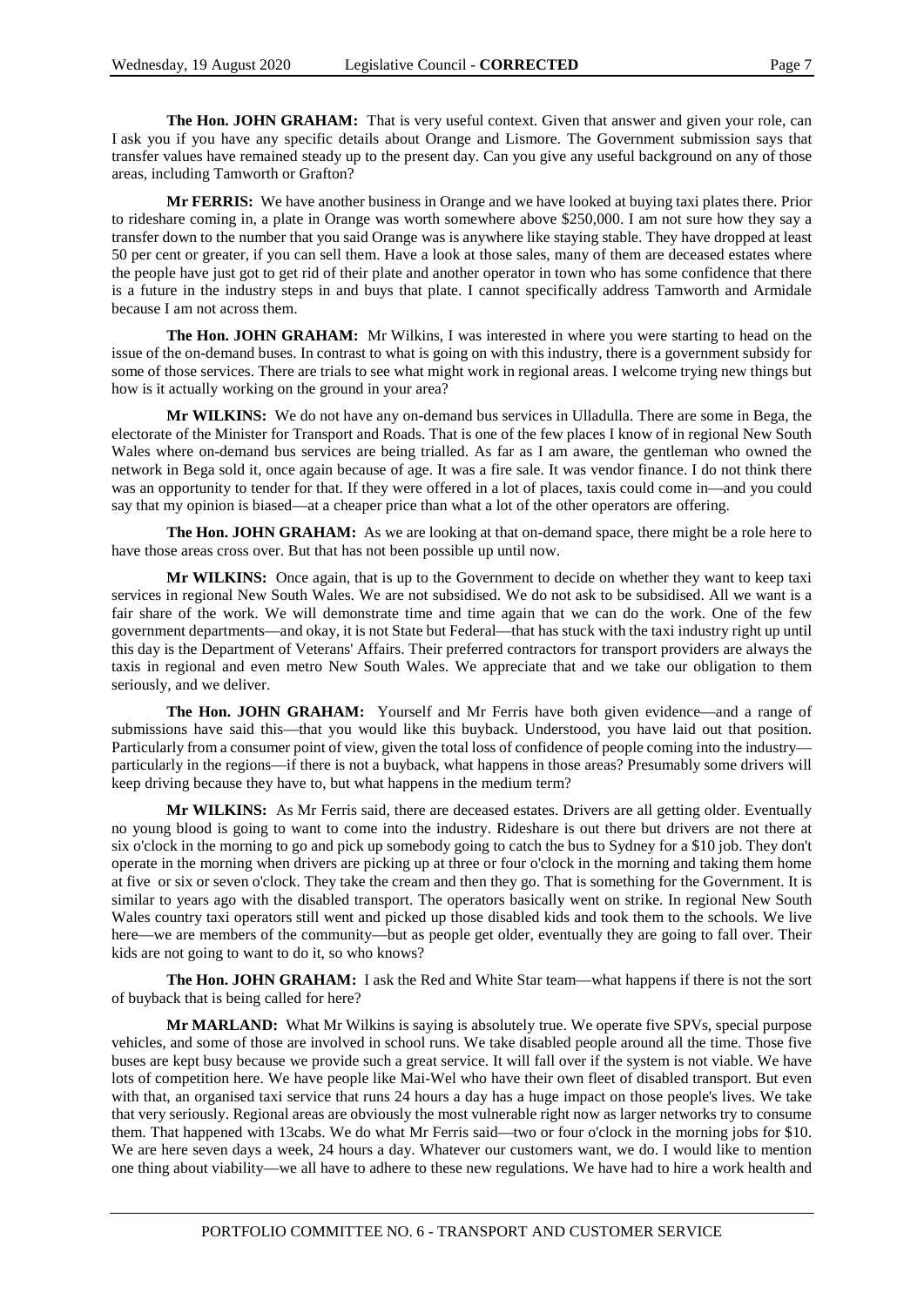**The Hon. JOHN GRAHAM:** That is very useful context. Given that answer and given your role, can I ask you if you have any specific details about Orange and Lismore. The Government submission says that transfer values have remained steady up to the present day. Can you give any useful background on any of those areas, including Tamworth or Grafton?

**Mr FERRIS:** We have another business in Orange and we have looked at buying taxi plates there. Prior to rideshare coming in, a plate in Orange was worth somewhere above $250,000. I am not sure how they say a transfer down to the number that you said Orange was is anywhere like staying stable. They have dropped at least 50 per cent or greater, if you can sell them. Have a look at those sales, many of them are deceased estates where the people have just got to get rid of their plate and another operator in town who has some confidence that there is a future in the industry steps in and buys that plate. I cannot specifically address Tamworth and Armidale because I am not across them.

**The Hon. JOHN GRAHAM:** Mr Wilkins, I was interested in where you were starting to head on the issue of the on-demand buses. In contrast to what is going on with this industry, there is a government subsidy for some of those services. There are trials to see what might work in regional areas. I welcome trying new things but how is it actually working on the ground in your area?

**Mr WILKINS:** We do not have any on-demand bus services in Ulladulla. There are some in Bega, the electorate of the Minister for Transport and Roads. That is one of the few places I know of in regional New South Wales where on-demand bus services are being trialled. As far as I am aware, the gentleman who owned the network in Bega sold it, once again because of age. It was a fire sale. It was vendor finance. I do not think there was an opportunity to tender for that. If they were offered in a lot of places, taxis could come in—and you could say that my opinion is biased—at a cheaper price than what a lot of the other operators are offering.

**The Hon. JOHN GRAHAM:** As we are looking at that on-demand space, there might be a role here to have those areas cross over. But that has not been possible up until now.

**Mr WILKINS:** Once again, that is up to the Government to decide on whether they want to keep taxi services in regional New South Wales. We are not subsidised. We do not ask to be subsidised. All we want is a fair share of the work. We will demonstrate time and time again that we can do the work. One of the few government departments—and okay, it is not State but Federal—that has stuck with the taxi industry right up until this day is the Department of Veterans' Affairs. Their preferred contractors for transport providers are always the taxis in regional and even metro New South Wales. We appreciate that and we take our obligation to them seriously, and we deliver.

**The Hon. JOHN GRAHAM:** Yourself and Mr Ferris have both given evidence—and a range of submissions have said this—that you would like this buyback. Understood, you have laid out that position. Particularly from a consumer point of view, given the total loss of confidence of people coming into the industry—particularly in the regions—if there is not a buyback, what happens in those areas? Presumably some drivers will keep driving because they have to, but what happens in the medium term?

**Mr WILKINS:** As Mr Ferris said, there are deceased estates. Drivers are all getting older. Eventually no young blood is going to want to come into the industry. Rideshare is out there but drivers are not there at six o'clock in the morning to go and pick up somebody going to catch the bus to Sydney for a $10 job. They don't operate in the morning when drivers are picking up at three or four o'clock in the morning and taking them home at five or six or seven o'clock. They take the cream and then they go. That is something for the Government. It is similar to years ago with the disabled transport. The operators basically went on strike. In regional New South Wales country taxi operators still went and picked up those disabled kids and took them to the schools. We live here—we are members of the community—but as people get older, eventually they are going to fall over. Their kids are not going to want to do it, so who knows?

**The Hon. JOHN GRAHAM:** I ask the Red and White Star team—what happens if there is not the sort of buyback that is being called for here?

**Mr MARLAND:** What Mr Wilkins is saying is absolutely true. We operate five SPVs, special purpose vehicles, and some of those are involved in school runs. We take disabled people around all the time. Those five buses are kept busy because we provide such a great service. It will fall over if the system is not viable. We have lots of competition here. We have people like Mai-Wel who have their own fleet of disabled transport. But even with that, an organised taxi service that runs 24 hours a day has a huge impact on those people's lives. We take that very seriously. Regional areas are obviously the most vulnerable right now as larger networks try to consume them. That happened with 13cabs. We do what Mr Ferris said—two or four o'clock in the morning jobs for $10. We are here seven days a week, 24 hours a day. Whatever our customers want, we do. I would like to mention one thing about viability—we all have to adhere to these new regulations. We have had to hire a work health and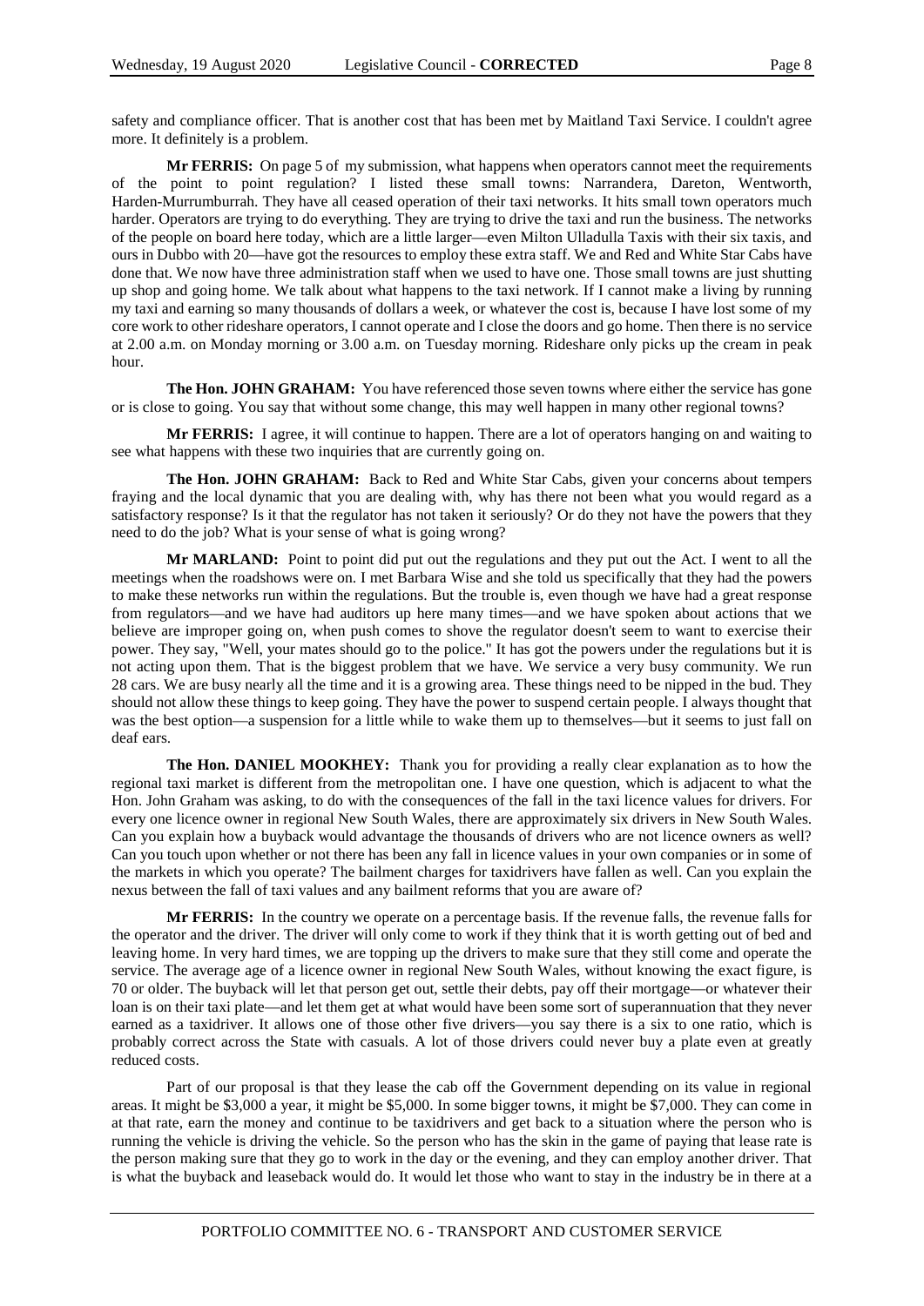safety and compliance officer. That is another cost that has been met by Maitland Taxi Service. I couldn't agree more. It definitely is a problem.

**Mr FERRIS:** On page 5 of my submission, what happens when operators cannot meet the requirements of the point to point regulation? I listed these small towns: Narrandera, Dareton, Wentworth, Harden-Murrumburrah. They have all ceased operation of their taxi networks. It hits small town operators much harder. Operators are trying to do everything. They are trying to drive the taxi and run the business. The networks of the people on board here today, which are a little larger—even Milton Ulladulla Taxis with their six taxis, and ours in Dubbo with 20—have got the resources to employ these extra staff. We and Red and White Star Cabs have done that. We now have three administration staff when we used to have one. Those small towns are just shutting up shop and going home. We talk about what happens to the taxi network. If I cannot make a living by running my taxi and earning so many thousands of dollars a week, or whatever the cost is, because I have lost some of my core work to other rideshare operators, I cannot operate and I close the doors and go home. Then there is no service at 2.00 a.m. on Monday morning or 3.00 a.m. on Tuesday morning. Rideshare only picks up the cream in peak hour.

**The Hon. JOHN GRAHAM:** You have referenced those seven towns where either the service has gone or is close to going. You say that without some change, this may well happen in many other regional towns?

**Mr FERRIS:** I agree, it will continue to happen. There are a lot of operators hanging on and waiting to see what happens with these two inquiries that are currently going on.

**The Hon. JOHN GRAHAM:** Back to Red and White Star Cabs, given your concerns about tempers fraying and the local dynamic that you are dealing with, why has there not been what you would regard as a satisfactory response? Is it that the regulator has not taken it seriously? Or do they not have the powers that they need to do the job? What is your sense of what is going wrong?

**Mr MARLAND:** Point to point did put out the regulations and they put out the Act. I went to all the meetings when the roadshows were on. I met Barbara Wise and she told us specifically that they had the powers to make these networks run within the regulations. But the trouble is, even though we have had a great response from regulators—and we have had auditors up here many times—and we have spoken about actions that we believe are improper going on, when push comes to shove the regulator doesn't seem to want to exercise their power. They say, "Well, your mates should go to the police." It has got the powers under the regulations but it is not acting upon them. That is the biggest problem that we have. We service a very busy community. We run 28 cars. We are busy nearly all the time and it is a growing area. These things need to be nipped in the bud. They should not allow these things to keep going. They have the power to suspend certain people. I always thought that was the best option—a suspension for a little while to wake them up to themselves—but it seems to just fall on deaf ears.

**The Hon. DANIEL MOOKHEY:** Thank you for providing a really clear explanation as to how the regional taxi market is different from the metropolitan one. I have one question, which is adjacent to what the Hon. John Graham was asking, to do with the consequences of the fall in the taxi licence values for drivers. For every one licence owner in regional New South Wales, there are approximately six drivers in New South Wales. Can you explain how a buyback would advantage the thousands of drivers who are not licence owners as well? Can you touch upon whether or not there has been any fall in licence values in your own companies or in some of the markets in which you operate? The bailment charges for taxidrivers have fallen as well. Can you explain the nexus between the fall of taxi values and any bailment reforms that you are aware of?

**Mr FERRIS:** In the country we operate on a percentage basis. If the revenue falls, the revenue falls for the operator and the driver. The driver will only come to work if they think that it is worth getting out of bed and leaving home. In very hard times, we are topping up the drivers to make sure that they still come and operate the service. The average age of a licence owner in regional New South Wales, without knowing the exact figure, is 70 or older. The buyback will let that person get out, settle their debts, pay off their mortgage—or whatever their loan is on their taxi plate—and let them get at what would have been some sort of superannuation that they never earned as a taxidriver. It allows one of those other five drivers—you say there is a six to one ratio, which is probably correct across the State with casuals. A lot of those drivers could never buy a plate even at greatly reduced costs.

Part of our proposal is that they lease the cab off the Government depending on its value in regional areas. It might be $3,000 a year, it might be $5,000. In some bigger towns, it might be $7,000. They can come in at that rate, earn the money and continue to be taxidrivers and get back to a situation where the person who is running the vehicle is driving the vehicle. So the person who has the skin in the game of paying that lease rate is the person making sure that they go to work in the day or the evening, and they can employ another driver. That is what the buyback and leaseback would do. It would let those who want to stay in the industry be in there at a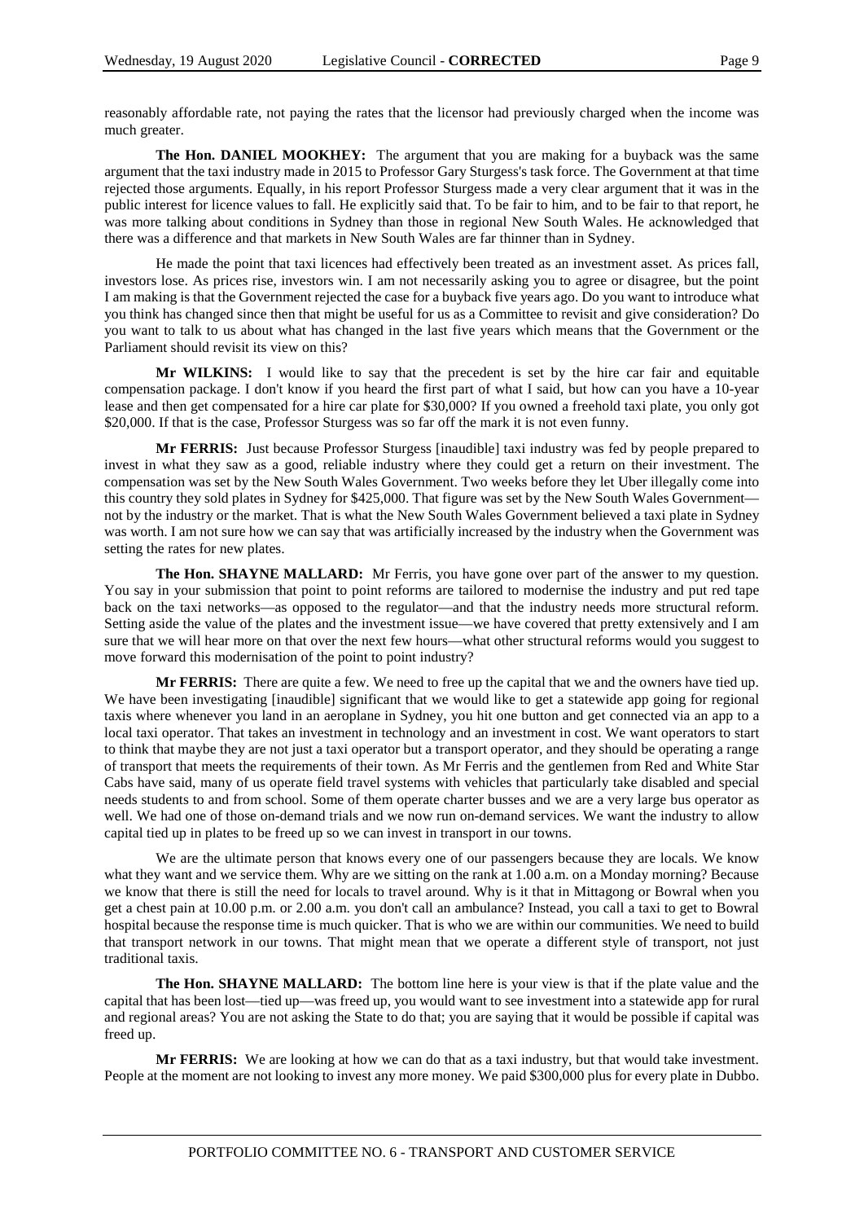reasonably affordable rate, not paying the rates that the licensor had previously charged when the income was much greater.

**The Hon. DANIEL MOOKHEY:** The argument that you are making for a buyback was the same argument that the taxi industry made in 2015 to Professor Gary Sturgess's task force. The Government at that time rejected those arguments. Equally, in his report Professor Sturgess made a very clear argument that it was in the public interest for licence values to fall. He explicitly said that. To be fair to him, and to be fair to that report, he was more talking about conditions in Sydney than those in regional New South Wales. He acknowledged that there was a difference and that markets in New South Wales are far thinner than in Sydney.

He made the point that taxi licences had effectively been treated as an investment asset. As prices fall, investors lose. As prices rise, investors win. I am not necessarily asking you to agree or disagree, but the point I am making is that the Government rejected the case for a buyback five years ago. Do you want to introduce what you think has changed since then that might be useful for us as a Committee to revisit and give consideration? Do you want to talk to us about what has changed in the last five years which means that the Government or the Parliament should revisit its view on this?

**Mr WILKINS:** I would like to say that the precedent is set by the hire car fair and equitable compensation package. I don't know if you heard the first part of what I said, but how can you have a 10-year lease and then get compensated for a hire car plate for $30,000? If you owned a freehold taxi plate, you only got $20,000. If that is the case, Professor Sturgess was so far off the mark it is not even funny.

**Mr FERRIS:** Just because Professor Sturgess [inaudible] taxi industry was fed by people prepared to invest in what they saw as a good, reliable industry where they could get a return on their investment. The compensation was set by the New South Wales Government. Two weeks before they let Uber illegally come into this country they sold plates in Sydney for $425,000. That figure was set by the New South Wales Government—not by the industry or the market. That is what the New South Wales Government believed a taxi plate in Sydney was worth. I am not sure how we can say that was artificially increased by the industry when the Government was setting the rates for new plates.

**The Hon. SHAYNE MALLARD:** Mr Ferris, you have gone over part of the answer to my question. You say in your submission that point to point reforms are tailored to modernise the industry and put red tape back on the taxi networks—as opposed to the regulator—and that the industry needs more structural reform. Setting aside the value of the plates and the investment issue—we have covered that pretty extensively and I am sure that we will hear more on that over the next few hours—what other structural reforms would you suggest to move forward this modernisation of the point to point industry?

**Mr FERRIS:** There are quite a few. We need to free up the capital that we and the owners have tied up. We have been investigating [inaudible] significant that we would like to get a statewide app going for regional taxis where whenever you land in an aeroplane in Sydney, you hit one button and get connected via an app to a local taxi operator. That takes an investment in technology and an investment in cost. We want operators to start to think that maybe they are not just a taxi operator but a transport operator, and they should be operating a range of transport that meets the requirements of their town. As Mr Ferris and the gentlemen from Red and White Star Cabs have said, many of us operate field travel systems with vehicles that particularly take disabled and special needs students to and from school. Some of them operate charter busses and we are a very large bus operator as well. We had one of those on-demand trials and we now run on-demand services. We want the industry to allow capital tied up in plates to be freed up so we can invest in transport in our towns.

We are the ultimate person that knows every one of our passengers because they are locals. We know what they want and we service them. Why are we sitting on the rank at 1.00 a.m. on a Monday morning? Because we know that there is still the need for locals to travel around. Why is it that in Mittagong or Bowral when you get a chest pain at 10.00 p.m. or 2.00 a.m. you don't call an ambulance? Instead, you call a taxi to get to Bowral hospital because the response time is much quicker. That is who we are within our communities. We need to build that transport network in our towns. That might mean that we operate a different style of transport, not just traditional taxis.

**The Hon. SHAYNE MALLARD:** The bottom line here is your view is that if the plate value and the capital that has been lost—tied up—was freed up, you would want to see investment into a statewide app for rural and regional areas? You are not asking the State to do that; you are saying that it would be possible if capital was freed up.

**Mr FERRIS:** We are looking at how we can do that as a taxi industry, but that would take investment. People at the moment are not looking to invest any more money. We paid $300,000 plus for every plate in Dubbo.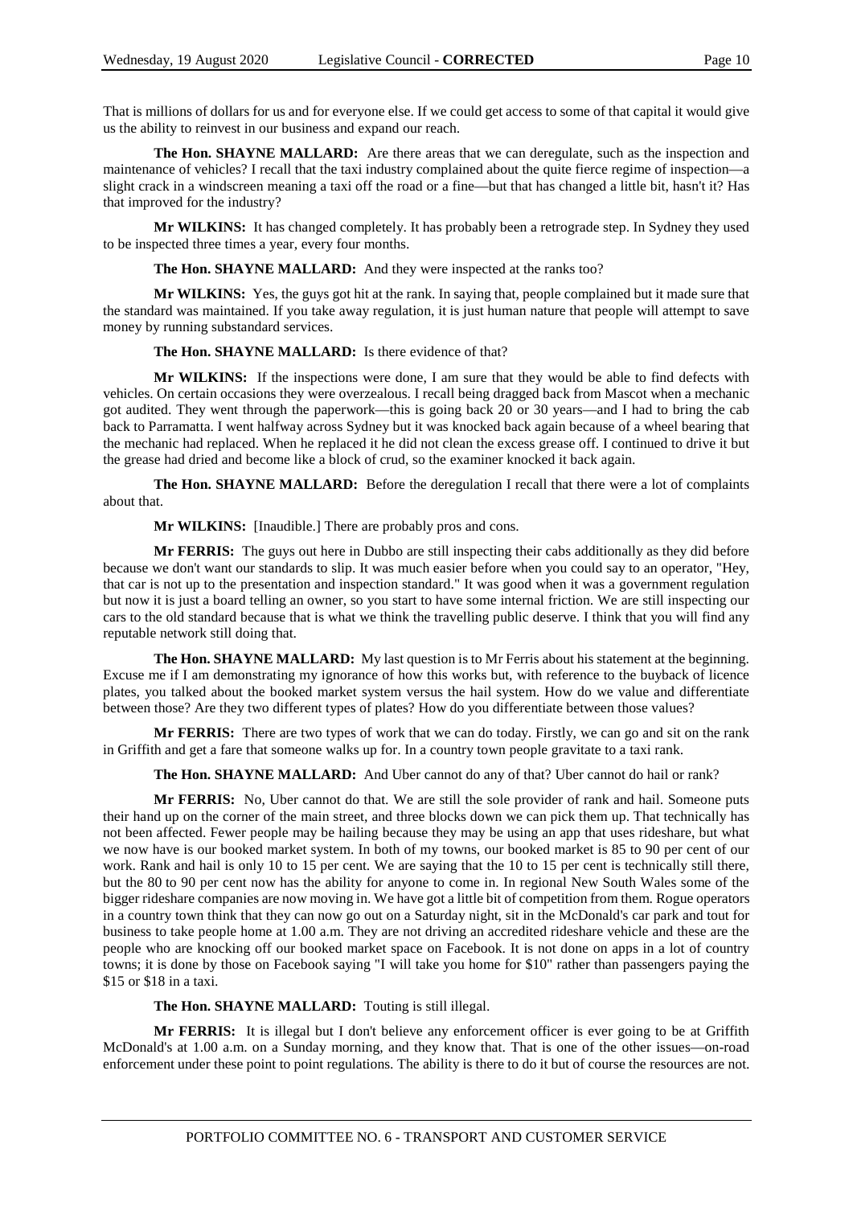That is millions of dollars for us and for everyone else. If we could get access to some of that capital it would give us the ability to reinvest in our business and expand our reach.

**The Hon. SHAYNE MALLARD:** Are there areas that we can deregulate, such as the inspection and maintenance of vehicles? I recall that the taxi industry complained about the quite fierce regime of inspection—a slight crack in a windscreen meaning a taxi off the road or a fine—but that has changed a little bit, hasn't it? Has that improved for the industry?

**Mr WILKINS:** It has changed completely. It has probably been a retrograde step. In Sydney they used to be inspected three times a year, every four months.

**The Hon. SHAYNE MALLARD:** And they were inspected at the ranks too?

**Mr WILKINS:** Yes, the guys got hit at the rank. In saying that, people complained but it made sure that the standard was maintained. If you take away regulation, it is just human nature that people will attempt to save money by running substandard services.

**The Hon. SHAYNE MALLARD:** Is there evidence of that?

**Mr WILKINS:** If the inspections were done, I am sure that they would be able to find defects with vehicles. On certain occasions they were overzealous. I recall being dragged back from Mascot when a mechanic got audited. They went through the paperwork—this is going back 20 or 30 years—and I had to bring the cab back to Parramatta. I went halfway across Sydney but it was knocked back again because of a wheel bearing that the mechanic had replaced. When he replaced it he did not clean the excess grease off. I continued to drive it but the grease had dried and become like a block of crud, so the examiner knocked it back again.

**The Hon. SHAYNE MALLARD:** Before the deregulation I recall that there were a lot of complaints about that.

**Mr WILKINS:** [Inaudible.] There are probably pros and cons.

**Mr FERRIS:** The guys out here in Dubbo are still inspecting their cabs additionally as they did before because we don't want our standards to slip. It was much easier before when you could say to an operator, "Hey, that car is not up to the presentation and inspection standard." It was good when it was a government regulation but now it is just a board telling an owner, so you start to have some internal friction. We are still inspecting our cars to the old standard because that is what we think the travelling public deserve. I think that you will find any reputable network still doing that.

**The Hon. SHAYNE MALLARD:** My last question is to Mr Ferris about his statement at the beginning. Excuse me if I am demonstrating my ignorance of how this works but, with reference to the buyback of licence plates, you talked about the booked market system versus the hail system. How do we value and differentiate between those? Are they two different types of plates? How do you differentiate between those values?

**Mr FERRIS:** There are two types of work that we can do today. Firstly, we can go and sit on the rank in Griffith and get a fare that someone walks up for. In a country town people gravitate to a taxi rank.

**The Hon. SHAYNE MALLARD:** And Uber cannot do any of that? Uber cannot do hail or rank?

**Mr FERRIS:** No, Uber cannot do that. We are still the sole provider of rank and hail. Someone puts their hand up on the corner of the main street, and three blocks down we can pick them up. That technically has not been affected. Fewer people may be hailing because they may be using an app that uses rideshare, but what we now have is our booked market system. In both of my towns, our booked market is 85 to 90 per cent of our work. Rank and hail is only 10 to 15 per cent. We are saying that the 10 to 15 per cent is technically still there, but the 80 to 90 per cent now has the ability for anyone to come in. In regional New South Wales some of the bigger rideshare companies are now moving in. We have got a little bit of competition from them. Rogue operators in a country town think that they can now go out on a Saturday night, sit in the McDonald's car park and tout for business to take people home at 1.00 a.m. They are not driving an accredited rideshare vehicle and these are the people who are knocking off our booked market space on Facebook. It is not done on apps in a lot of country towns; it is done by those on Facebook saying "I will take you home for $10" rather than passengers paying the $15 or $18 in a taxi.

**The Hon. SHAYNE MALLARD:** Touting is still illegal.

**Mr FERRIS:** It is illegal but I don't believe any enforcement officer is ever going to be at Griffith McDonald's at 1.00 a.m. on a Sunday morning, and they know that. That is one of the other issues—on-road enforcement under these point to point regulations. The ability is there to do it but of course the resources are not.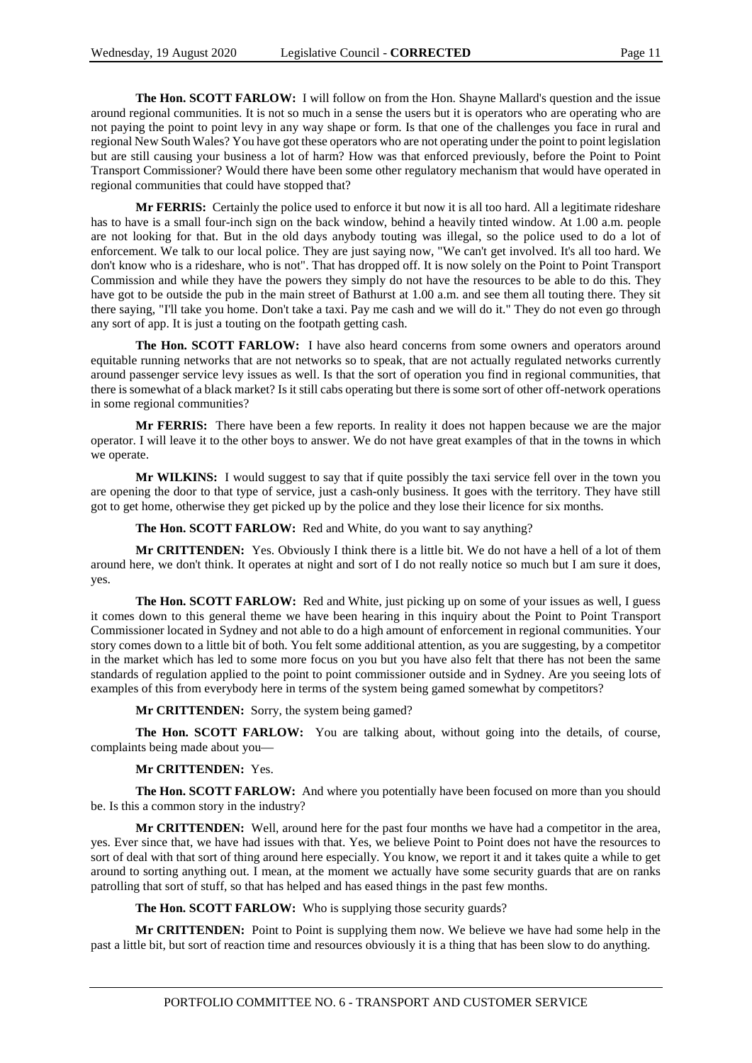**The Hon. SCOTT FARLOW:** I will follow on from the Hon. Shayne Mallard's question and the issue around regional communities. It is not so much in a sense the users but it is operators who are operating who are not paying the point to point levy in any way shape or form. Is that one of the challenges you face in rural and regional New South Wales? You have got these operators who are not operating under the point to point legislation but are still causing your business a lot of harm? How was that enforced previously, before the Point to Point Transport Commissioner? Would there have been some other regulatory mechanism that would have operated in regional communities that could have stopped that?

**Mr FERRIS:** Certainly the police used to enforce it but now it is all too hard. All a legitimate rideshare has to have is a small four-inch sign on the back window, behind a heavily tinted window. At 1.00 a.m. people are not looking for that. But in the old days anybody touting was illegal, so the police used to do a lot of enforcement. We talk to our local police. They are just saying now, "We can't get involved. It's all too hard. We don't know who is a rideshare, who is not". That has dropped off. It is now solely on the Point to Point Transport Commission and while they have the powers they simply do not have the resources to be able to do this. They have got to be outside the pub in the main street of Bathurst at 1.00 a.m. and see them all touting there. They sit there saying, "I'll take you home. Don't take a taxi. Pay me cash and we will do it." They do not even go through any sort of app. It is just a touting on the footpath getting cash.

**The Hon. SCOTT FARLOW:** I have also heard concerns from some owners and operators around equitable running networks that are not networks so to speak, that are not actually regulated networks currently around passenger service levy issues as well. Is that the sort of operation you find in regional communities, that there is somewhat of a black market? Is it still cabs operating but there is some sort of other off-network operations in some regional communities?

**Mr FERRIS:** There have been a few reports. In reality it does not happen because we are the major operator. I will leave it to the other boys to answer. We do not have great examples of that in the towns in which we operate.

**Mr WILKINS:** I would suggest to say that if quite possibly the taxi service fell over in the town you are opening the door to that type of service, just a cash-only business. It goes with the territory. They have still got to get home, otherwise they get picked up by the police and they lose their licence for six months.

**The Hon. SCOTT FARLOW:** Red and White, do you want to say anything?

**Mr CRITTENDEN:** Yes. Obviously I think there is a little bit. We do not have a hell of a lot of them around here, we don't think. It operates at night and sort of I do not really notice so much but I am sure it does, yes.

**The Hon. SCOTT FARLOW:** Red and White, just picking up on some of your issues as well, I guess it comes down to this general theme we have been hearing in this inquiry about the Point to Point Transport Commissioner located in Sydney and not able to do a high amount of enforcement in regional communities. Your story comes down to a little bit of both. You felt some additional attention, as you are suggesting, by a competitor in the market which has led to some more focus on you but you have also felt that there has not been the same standards of regulation applied to the point to point commissioner outside and in Sydney. Are you seeing lots of examples of this from everybody here in terms of the system being gamed somewhat by competitors?

**Mr CRITTENDEN:** Sorry, the system being gamed?

**The Hon. SCOTT FARLOW:** You are talking about, without going into the details, of course, complaints being made about you—

**Mr CRITTENDEN:** Yes.

**The Hon. SCOTT FARLOW:** And where you potentially have been focused on more than you should be. Is this a common story in the industry?

**Mr CRITTENDEN:** Well, around here for the past four months we have had a competitor in the area, yes. Ever since that, we have had issues with that. Yes, we believe Point to Point does not have the resources to sort of deal with that sort of thing around here especially. You know, we report it and it takes quite a while to get around to sorting anything out. I mean, at the moment we actually have some security guards that are on ranks patrolling that sort of stuff, so that has helped and has eased things in the past few months.

**The Hon. SCOTT FARLOW:** Who is supplying those security guards?

**Mr CRITTENDEN:** Point to Point is supplying them now. We believe we have had some help in the past a little bit, but sort of reaction time and resources obviously it is a thing that has been slow to do anything.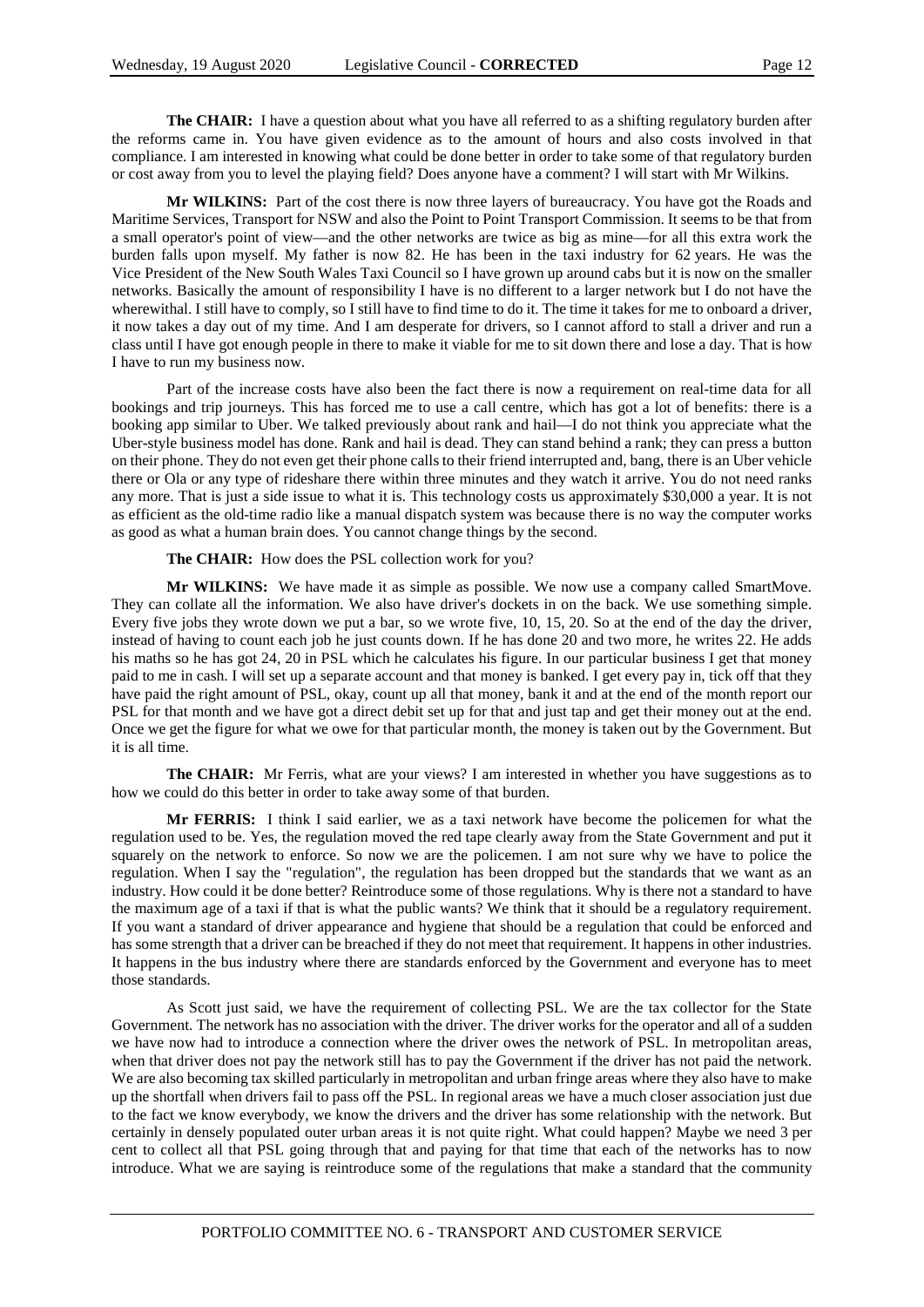**The CHAIR:** I have a question about what you have all referred to as a shifting regulatory burden after the reforms came in. You have given evidence as to the amount of hours and also costs involved in that compliance. I am interested in knowing what could be done better in order to take some of that regulatory burden or cost away from you to level the playing field? Does anyone have a comment? I will start with Mr Wilkins.

**Mr WILKINS:** Part of the cost there is now three layers of bureaucracy. You have got the Roads and Maritime Services, Transport for NSW and also the Point to Point Transport Commission. It seems to be that from a small operator's point of view—and the other networks are twice as big as mine—for all this extra work the burden falls upon myself. My father is now 82. He has been in the taxi industry for 62 years. He was the Vice President of the New South Wales Taxi Council so I have grown up around cabs but it is now on the smaller networks. Basically the amount of responsibility I have is no different to a larger network but I do not have the wherewithal. I still have to comply, so I still have to find time to do it. The time it takes for me to onboard a driver, it now takes a day out of my time. And I am desperate for drivers, so I cannot afford to stall a driver and run a class until I have got enough people in there to make it viable for me to sit down there and lose a day. That is how I have to run my business now.

Part of the increase costs have also been the fact there is now a requirement on real-time data for all bookings and trip journeys. This has forced me to use a call centre, which has got a lot of benefits: there is a booking app similar to Uber. We talked previously about rank and hail—I do not think you appreciate what the Uber-style business model has done. Rank and hail is dead. They can stand behind a rank; they can press a button on their phone. They do not even get their phone calls to their friend interrupted and, bang, there is an Uber vehicle there or Ola or any type of rideshare there within three minutes and they watch it arrive. You do not need ranks any more. That is just a side issue to what it is. This technology costs us approximately $30,000 a year. It is not as efficient as the old-time radio like a manual dispatch system was because there is no way the computer works as good as what a human brain does. You cannot change things by the second.

**The CHAIR:** How does the PSL collection work for you?

**Mr WILKINS:** We have made it as simple as possible. We now use a company called SmartMove. They can collate all the information. We also have driver's dockets in on the back. We use something simple. Every five jobs they wrote down we put a bar, so we wrote five, 10, 15, 20. So at the end of the day the driver, instead of having to count each job he just counts down. If he has done 20 and two more, he writes 22. He adds his maths so he has got 24, 20 in PSL which he calculates his figure. In our particular business I get that money paid to me in cash. I will set up a separate account and that money is banked. I get every pay in, tick off that they have paid the right amount of PSL, okay, count up all that money, bank it and at the end of the month report our PSL for that month and we have got a direct debit set up for that and just tap and get their money out at the end. Once we get the figure for what we owe for that particular month, the money is taken out by the Government. But it is all time.

**The CHAIR:** Mr Ferris, what are your views? I am interested in whether you have suggestions as to how we could do this better in order to take away some of that burden.

**Mr FERRIS:** I think I said earlier, we as a taxi network have become the policemen for what the regulation used to be. Yes, the regulation moved the red tape clearly away from the State Government and put it squarely on the network to enforce. So now we are the policemen. I am not sure why we have to police the regulation. When I say the "regulation", the regulation has been dropped but the standards that we want as an industry. How could it be done better? Reintroduce some of those regulations. Why is there not a standard to have the maximum age of a taxi if that is what the public wants? We think that it should be a regulatory requirement. If you want a standard of driver appearance and hygiene that should be a regulation that could be enforced and has some strength that a driver can be breached if they do not meet that requirement. It happens in other industries. It happens in the bus industry where there are standards enforced by the Government and everyone has to meet those standards.

As Scott just said, we have the requirement of collecting PSL. We are the tax collector for the State Government. The network has no association with the driver. The driver works for the operator and all of a sudden we have now had to introduce a connection where the driver owes the network of PSL. In metropolitan areas, when that driver does not pay the network still has to pay the Government if the driver has not paid the network. We are also becoming tax skilled particularly in metropolitan and urban fringe areas where they also have to make up the shortfall when drivers fail to pass off the PSL. In regional areas we have a much closer association just due to the fact we know everybody, we know the drivers and the driver has some relationship with the network. But certainly in densely populated outer urban areas it is not quite right. What could happen? Maybe we need 3 per cent to collect all that PSL going through that and paying for that time that each of the networks has to now introduce. What we are saying is reintroduce some of the regulations that make a standard that the community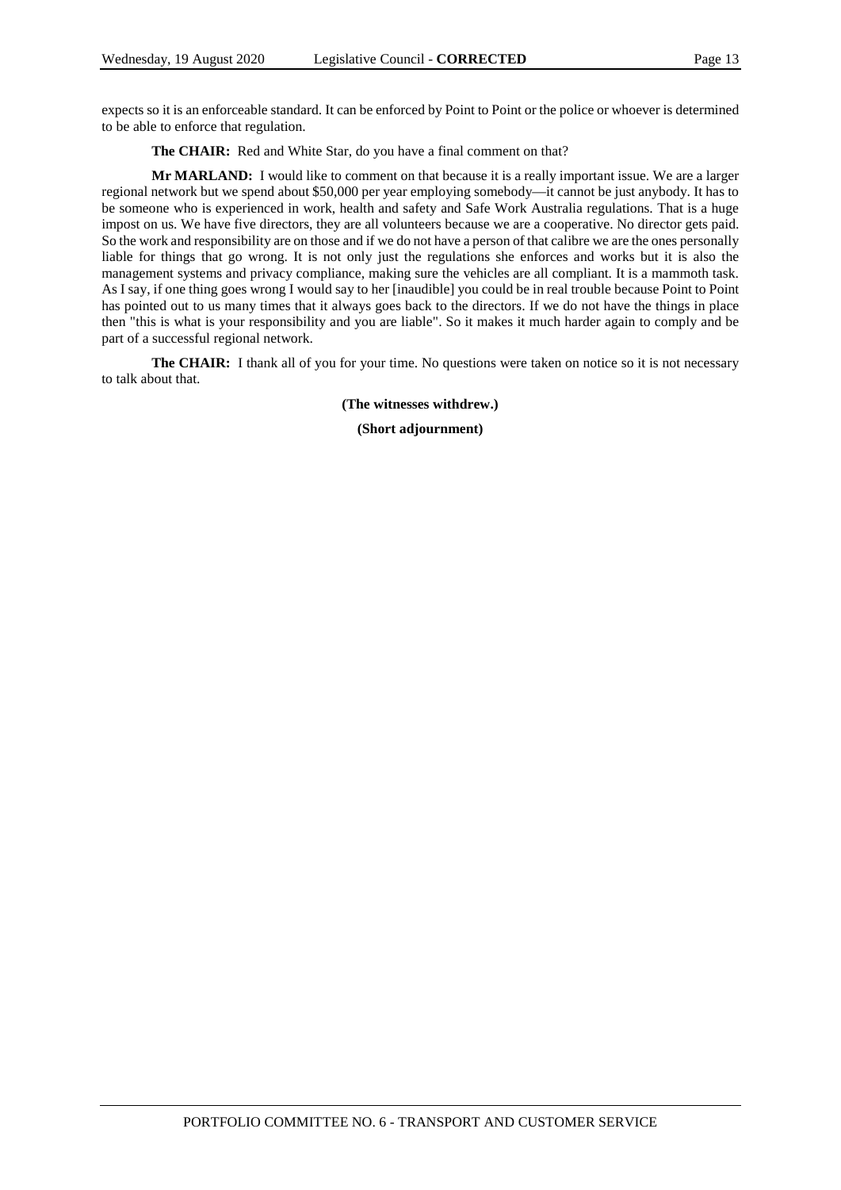expects so it is an enforceable standard. It can be enforced by Point to Point or the police or whoever is determined to be able to enforce that regulation.

**The CHAIR:** Red and White Star, do you have a final comment on that?

**Mr MARLAND:** I would like to comment on that because it is a really important issue. We are a larger regional network but we spend about $50,000 per year employing somebody—it cannot be just anybody. It has to be someone who is experienced in work, health and safety and Safe Work Australia regulations. That is a huge impost on us. We have five directors, they are all volunteers because we are a cooperative. No director gets paid. So the work and responsibility are on those and if we do not have a person of that calibre we are the ones personally liable for things that go wrong. It is not only just the regulations she enforces and works but it is also the management systems and privacy compliance, making sure the vehicles are all compliant. It is a mammoth task. As I say, if one thing goes wrong I would say to her [inaudible] you could be in real trouble because Point to Point has pointed out to us many times that it always goes back to the directors. If we do not have the things in place then "this is what is your responsibility and you are liable". So it makes it much harder again to comply and be part of a successful regional network.

**The CHAIR:** I thank all of you for your time. No questions were taken on notice so it is not necessary to talk about that.

**(The witnesses withdrew.)**

**(Short adjournment)**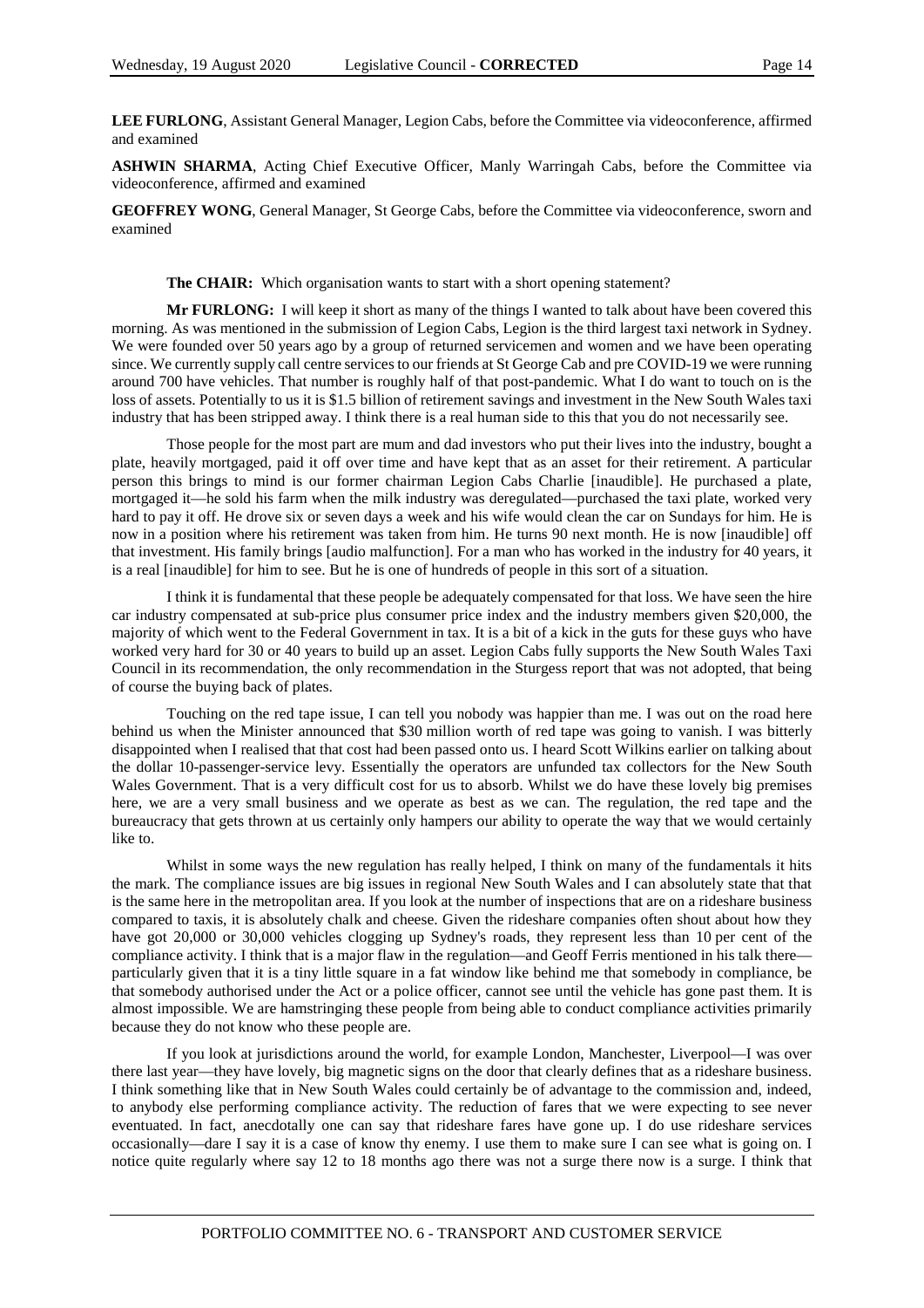**LEE FURLONG**, Assistant General Manager, Legion Cabs, before the Committee via videoconference, affirmed and examined

**ASHWIN SHARMA**, Acting Chief Executive Officer, Manly Warringah Cabs, before the Committee via videoconference, affirmed and examined

**GEOFFREY WONG**, General Manager, St George Cabs, before the Committee via videoconference, sworn and examined

**The CHAIR:** Which organisation wants to start with a short opening statement?

**Mr FURLONG:** I will keep it short as many of the things I wanted to talk about have been covered this morning. As was mentioned in the submission of Legion Cabs, Legion is the third largest taxi network in Sydney. We were founded over 50 years ago by a group of returned servicemen and women and we have been operating since. We currently supply call centre services to our friends at St George Cab and pre COVID-19 we were running around 700 have vehicles. That number is roughly half of that post-pandemic. What I do want to touch on is the loss of assets. Potentially to us it is $1.5 billion of retirement savings and investment in the New South Wales taxi industry that has been stripped away. I think there is a real human side to this that you do not necessarily see.

Those people for the most part are mum and dad investors who put their lives into the industry, bought a plate, heavily mortgaged, paid it off over time and have kept that as an asset for their retirement. A particular person this brings to mind is our former chairman Legion Cabs Charlie [inaudible]. He purchased a plate, mortgaged it—he sold his farm when the milk industry was deregulated—purchased the taxi plate, worked very hard to pay it off. He drove six or seven days a week and his wife would clean the car on Sundays for him. He is now in a position where his retirement was taken from him. He turns 90 next month. He is now [inaudible] off that investment. His family brings [audio malfunction]. For a man who has worked in the industry for 40 years, it is a real [inaudible] for him to see. But he is one of hundreds of people in this sort of a situation.

I think it is fundamental that these people be adequately compensated for that loss. We have seen the hire car industry compensated at sub-price plus consumer price index and the industry members given $20,000, the majority of which went to the Federal Government in tax. It is a bit of a kick in the guts for these guys who have worked very hard for 30 or 40 years to build up an asset. Legion Cabs fully supports the New South Wales Taxi Council in its recommendation, the only recommendation in the Sturgess report that was not adopted, that being of course the buying back of plates.

Touching on the red tape issue, I can tell you nobody was happier than me. I was out on the road here behind us when the Minister announced that $30 million worth of red tape was going to vanish. I was bitterly disappointed when I realised that that cost had been passed onto us. I heard Scott Wilkins earlier on talking about the dollar 10-passenger-service levy. Essentially the operators are unfunded tax collectors for the New South Wales Government. That is a very difficult cost for us to absorb. Whilst we do have these lovely big premises here, we are a very small business and we operate as best as we can. The regulation, the red tape and the bureaucracy that gets thrown at us certainly only hampers our ability to operate the way that we would certainly like to.

Whilst in some ways the new regulation has really helped, I think on many of the fundamentals it hits the mark. The compliance issues are big issues in regional New South Wales and I can absolutely state that that is the same here in the metropolitan area. If you look at the number of inspections that are on a rideshare business compared to taxis, it is absolutely chalk and cheese. Given the rideshare companies often shout about how they have got 20,000 or 30,000 vehicles clogging up Sydney's roads, they represent less than 10 per cent of the compliance activity. I think that is a major flaw in the regulation—and Geoff Ferris mentioned in his talk there—particularly given that it is a tiny little square in a fat window like behind me that somebody in compliance, be that somebody authorised under the Act or a police officer, cannot see until the vehicle has gone past them. It is almost impossible. We are hamstringing these people from being able to conduct compliance activities primarily because they do not know who these people are.

If you look at jurisdictions around the world, for example London, Manchester, Liverpool—I was over there last year—they have lovely, big magnetic signs on the door that clearly defines that as a rideshare business. I think something like that in New South Wales could certainly be of advantage to the commission and, indeed, to anybody else performing compliance activity. The reduction of fares that we were expecting to see never eventuated. In fact, anecdotally one can say that rideshare fares have gone up. I do use rideshare services occasionally—dare I say it is a case of know thy enemy. I use them to make sure I can see what is going on. I notice quite regularly where say 12 to 18 months ago there was not a surge there now is a surge. I think that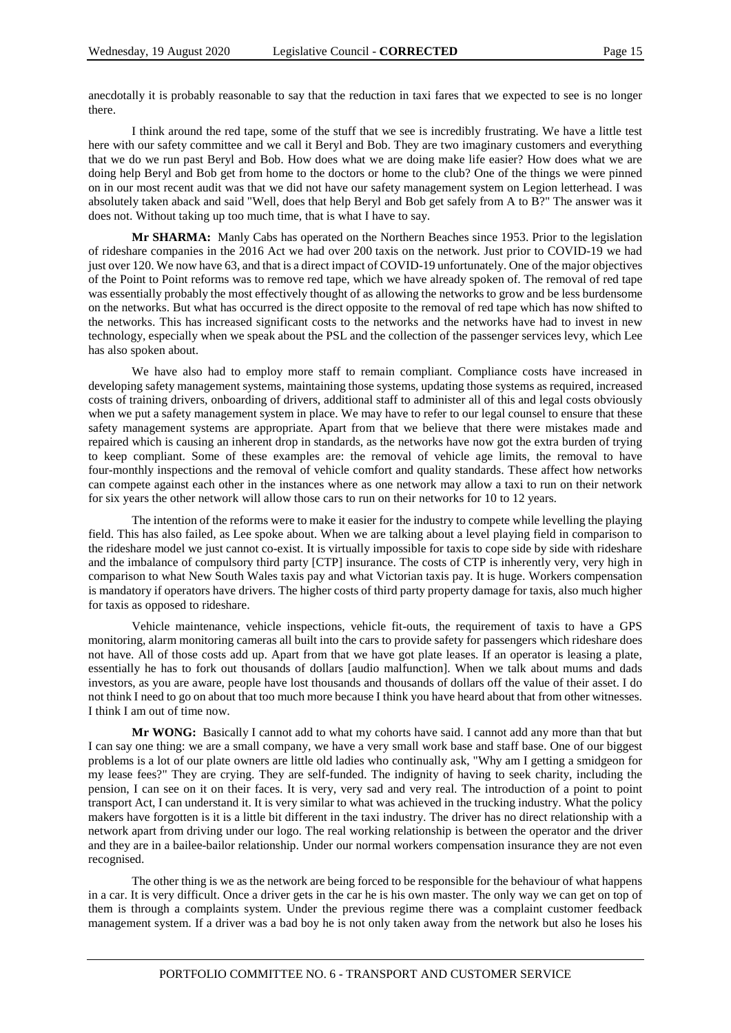anecdotally it is probably reasonable to say that the reduction in taxi fares that we expected to see is no longer there.

I think around the red tape, some of the stuff that we see is incredibly frustrating. We have a little test here with our safety committee and we call it Beryl and Bob. They are two imaginary customers and everything that we do we run past Beryl and Bob. How does what we are doing make life easier? How does what we are doing help Beryl and Bob get from home to the doctors or home to the club? One of the things we were pinned on in our most recent audit was that we did not have our safety management system on Legion letterhead. I was absolutely taken aback and said "Well, does that help Beryl and Bob get safely from A to B?" The answer was it does not. Without taking up too much time, that is what I have to say.

**Mr SHARMA:** Manly Cabs has operated on the Northern Beaches since 1953. Prior to the legislation of rideshare companies in the 2016 Act we had over 200 taxis on the network. Just prior to COVID-19 we had just over 120. We now have 63, and that is a direct impact of COVID-19 unfortunately. One of the major objectives of the Point to Point reforms was to remove red tape, which we have already spoken of. The removal of red tape was essentially probably the most effectively thought of as allowing the networks to grow and be less burdensome on the networks. But what has occurred is the direct opposite to the removal of red tape which has now shifted to the networks. This has increased significant costs to the networks and the networks have had to invest in new technology, especially when we speak about the PSL and the collection of the passenger services levy, which Lee has also spoken about.

We have also had to employ more staff to remain compliant. Compliance costs have increased in developing safety management systems, maintaining those systems, updating those systems as required, increased costs of training drivers, onboarding of drivers, additional staff to administer all of this and legal costs obviously when we put a safety management system in place. We may have to refer to our legal counsel to ensure that these safety management systems are appropriate. Apart from that we believe that there were mistakes made and repaired which is causing an inherent drop in standards, as the networks have now got the extra burden of trying to keep compliant. Some of these examples are: the removal of vehicle age limits, the removal to have four-monthly inspections and the removal of vehicle comfort and quality standards. These affect how networks can compete against each other in the instances where as one network may allow a taxi to run on their network for six years the other network will allow those cars to run on their networks for 10 to 12 years.

The intention of the reforms were to make it easier for the industry to compete while levelling the playing field. This has also failed, as Lee spoke about. When we are talking about a level playing field in comparison to the rideshare model we just cannot co-exist. It is virtually impossible for taxis to cope side by side with rideshare and the imbalance of compulsory third party [CTP] insurance. The costs of CTP is inherently very, very high in comparison to what New South Wales taxis pay and what Victorian taxis pay. It is huge. Workers compensation is mandatory if operators have drivers. The higher costs of third party property damage for taxis, also much higher for taxis as opposed to rideshare.

Vehicle maintenance, vehicle inspections, vehicle fit-outs, the requirement of taxis to have a GPS monitoring, alarm monitoring cameras all built into the cars to provide safety for passengers which rideshare does not have. All of those costs add up. Apart from that we have got plate leases. If an operator is leasing a plate, essentially he has to fork out thousands of dollars [audio malfunction]. When we talk about mums and dads investors, as you are aware, people have lost thousands and thousands of dollars off the value of their asset. I do not think I need to go on about that too much more because I think you have heard about that from other witnesses. I think I am out of time now.

**Mr WONG:** Basically I cannot add to what my cohorts have said. I cannot add any more than that but I can say one thing: we are a small company, we have a very small work base and staff base. One of our biggest problems is a lot of our plate owners are little old ladies who continually ask, "Why am I getting a smidgeon for my lease fees?" They are crying. They are self-funded. The indignity of having to seek charity, including the pension, I can see on it on their faces. It is very, very sad and very real. The introduction of a point to point transport Act, I can understand it. It is very similar to what was achieved in the trucking industry. What the policy makers have forgotten is it is a little bit different in the taxi industry. The driver has no direct relationship with a network apart from driving under our logo. The real working relationship is between the operator and the driver and they are in a bailee-bailor relationship. Under our normal workers compensation insurance they are not even recognised.

The other thing is we as the network are being forced to be responsible for the behaviour of what happens in a car. It is very difficult. Once a driver gets in the car he is his own master. The only way we can get on top of them is through a complaints system. Under the previous regime there was a complaint customer feedback management system. If a driver was a bad boy he is not only taken away from the network but also he loses his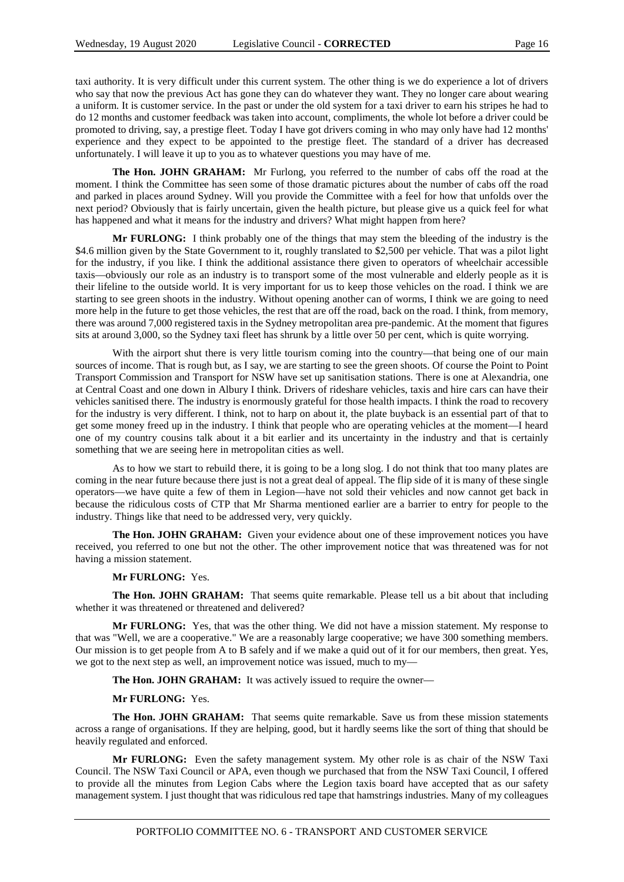taxi authority. It is very difficult under this current system. The other thing is we do experience a lot of drivers who say that now the previous Act has gone they can do whatever they want. They no longer care about wearing a uniform. It is customer service. In the past or under the old system for a taxi driver to earn his stripes he had to do 12 months and customer feedback was taken into account, compliments, the whole lot before a driver could be promoted to driving, say, a prestige fleet. Today I have got drivers coming in who may only have had 12 months' experience and they expect to be appointed to the prestige fleet. The standard of a driver has decreased unfortunately. I will leave it up to you as to whatever questions you may have of me.

**The Hon. JOHN GRAHAM:** Mr Furlong, you referred to the number of cabs off the road at the moment. I think the Committee has seen some of those dramatic pictures about the number of cabs off the road and parked in places around Sydney. Will you provide the Committee with a feel for how that unfolds over the next period? Obviously that is fairly uncertain, given the health picture, but please give us a quick feel for what has happened and what it means for the industry and drivers? What might happen from here?

**Mr FURLONG:** I think probably one of the things that may stem the bleeding of the industry is the $4.6 million given by the State Government to it, roughly translated to $2,500 per vehicle. That was a pilot light for the industry, if you like. I think the additional assistance there given to operators of wheelchair accessible taxis—obviously our role as an industry is to transport some of the most vulnerable and elderly people as it is their lifeline to the outside world. It is very important for us to keep those vehicles on the road. I think we are starting to see green shoots in the industry. Without opening another can of worms, I think we are going to need more help in the future to get those vehicles, the rest that are off the road, back on the road. I think, from memory, there was around 7,000 registered taxis in the Sydney metropolitan area pre-pandemic. At the moment that figures sits at around 3,000, so the Sydney taxi fleet has shrunk by a little over 50 per cent, which is quite worrying.

With the airport shut there is very little tourism coming into the country—that being one of our main sources of income. That is rough but, as I say, we are starting to see the green shoots. Of course the Point to Point Transport Commission and Transport for NSW have set up sanitisation stations. There is one at Alexandria, one at Central Coast and one down in Albury I think. Drivers of rideshare vehicles, taxis and hire cars can have their vehicles sanitised there. The industry is enormously grateful for those health impacts. I think the road to recovery for the industry is very different. I think, not to harp on about it, the plate buyback is an essential part of that to get some money freed up in the industry. I think that people who are operating vehicles at the moment—I heard one of my country cousins talk about it a bit earlier and its uncertainty in the industry and that is certainly something that we are seeing here in metropolitan cities as well.

As to how we start to rebuild there, it is going to be a long slog. I do not think that too many plates are coming in the near future because there just is not a great deal of appeal. The flip side of it is many of these single operators—we have quite a few of them in Legion—have not sold their vehicles and now cannot get back in because the ridiculous costs of CTP that Mr Sharma mentioned earlier are a barrier to entry for people to the industry. Things like that need to be addressed very, very quickly.

**The Hon. JOHN GRAHAM:** Given your evidence about one of these improvement notices you have received, you referred to one but not the other. The other improvement notice that was threatened was for not having a mission statement.

**Mr FURLONG:** Yes.

**The Hon. JOHN GRAHAM:** That seems quite remarkable. Please tell us a bit about that including whether it was threatened or threatened and delivered?

**Mr FURLONG:** Yes, that was the other thing. We did not have a mission statement. My response to that was "Well, we are a cooperative." We are a reasonably large cooperative; we have 300 something members. Our mission is to get people from A to B safely and if we make a quid out of it for our members, then great. Yes, we got to the next step as well, an improvement notice was issued, much to my—

**The Hon. JOHN GRAHAM:** It was actively issued to require the owner—

**Mr FURLONG:** Yes.

**The Hon. JOHN GRAHAM:** That seems quite remarkable. Save us from these mission statements across a range of organisations. If they are helping, good, but it hardly seems like the sort of thing that should be heavily regulated and enforced.

**Mr FURLONG:** Even the safety management system. My other role is as chair of the NSW Taxi Council. The NSW Taxi Council or APA, even though we purchased that from the NSW Taxi Council, I offered to provide all the minutes from Legion Cabs where the Legion taxis board have accepted that as our safety management system. I just thought that was ridiculous red tape that hamstrings industries. Many of my colleagues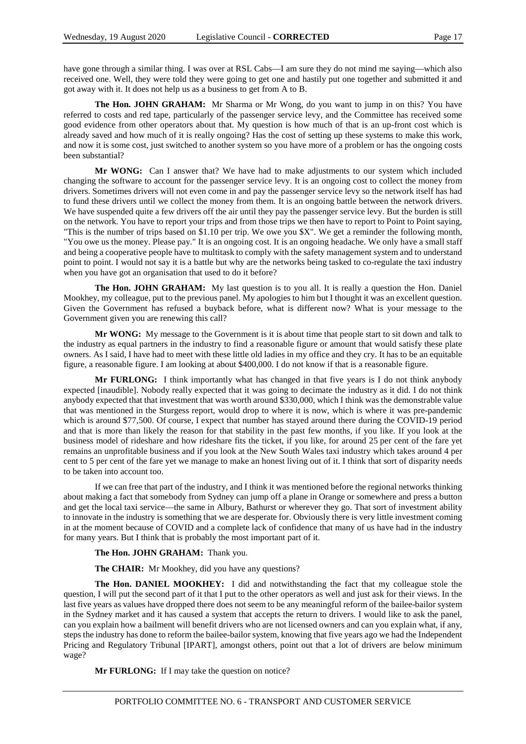have gone through a similar thing. I was over at RSL Cabs—I am sure they do not mind me saying—which also received one. Well, they were told they were going to get one and hastily put one together and submitted it and got away with it. It does not help us as a business to get from A to B.

**The Hon. JOHN GRAHAM:** Mr Sharma or Mr Wong, do you want to jump in on this? You have referred to costs and red tape, particularly of the passenger service levy, and the Committee has received some good evidence from other operators about that. My question is how much of that is an up-front cost which is already saved and how much of it is really ongoing? Has the cost of setting up these systems to make this work, and now it is some cost, just switched to another system so you have more of a problem or has the ongoing costs been substantial?

**Mr WONG:** Can I answer that? We have had to make adjustments to our system which included changing the software to account for the passenger service levy. It is an ongoing cost to collect the money from drivers. Sometimes drivers will not even come in and pay the passenger service levy so the network itself has had to fund these drivers until we collect the money from them. It is an ongoing battle between the network drivers. We have suspended quite a few drivers off the air until they pay the passenger service levy. But the burden is still on the network. You have to report your trips and from those trips we then have to report to Point to Point saying, "This is the number of trips based on $1.10 per trip. We owe you $X". We get a reminder the following month, "You owe us the money. Please pay." It is an ongoing cost. It is an ongoing headache. We only have a small staff and being a cooperative people have to multitask to comply with the safety management system and to understand point to point. I would not say it is a battle but why are the networks being tasked to co-regulate the taxi industry when you have got an organisation that used to do it before?

**The Hon. JOHN GRAHAM:** My last question is to you all. It is really a question the Hon. Daniel Mookhey, my colleague, put to the previous panel. My apologies to him but I thought it was an excellent question. Given the Government has refused a buyback before, what is different now? What is your message to the Government given you are renewing this call?

**Mr WONG:** My message to the Government is it is about time that people start to sit down and talk to the industry as equal partners in the industry to find a reasonable figure or amount that would satisfy these plate owners. As I said, I have had to meet with these little old ladies in my office and they cry. It has to be an equitable figure, a reasonable figure. I am looking at about $400,000. I do not know if that is a reasonable figure.

**Mr FURLONG:** I think importantly what has changed in that five years is I do not think anybody expected [inaudible]. Nobody really expected that it was going to decimate the industry as it did. I do not think anybody expected that that investment that was worth around $330,000, which I think was the demonstrable value that was mentioned in the Sturgess report, would drop to where it is now, which is where it was pre-pandemic which is around $77,500. Of course, I expect that number has stayed around there during the COVID-19 period and that is more than likely the reason for that stability in the past few months, if you like. If you look at the business model of rideshare and how rideshare fits the ticket, if you like, for around 25 per cent of the fare yet remains an unprofitable business and if you look at the New South Wales taxi industry which takes around 4 per cent to 5 per cent of the fare yet we manage to make an honest living out of it. I think that sort of disparity needs to be taken into account too.

If we can free that part of the industry, and I think it was mentioned before the regional networks thinking about making a fact that somebody from Sydney can jump off a plane in Orange or somewhere and press a button and get the local taxi service—the same in Albury, Bathurst or wherever they go. That sort of investment ability to innovate in the industry is something that we are desperate for. Obviously there is very little investment coming in at the moment because of COVID and a complete lack of confidence that many of us have had in the industry for many years. But I think that is probably the most important part of it.

**The Hon. JOHN GRAHAM:** Thank you.

**The CHAIR:** Mr Mookhey, did you have any questions?

**The Hon. DANIEL MOOKHEY:** I did and notwithstanding the fact that my colleague stole the question, I will put the second part of it that I put to the other operators as well and just ask for their views. In the last five years as values have dropped there does not seem to be any meaningful reform of the bailee-bailor system in the Sydney market and it has caused a system that accepts the return to drivers. I would like to ask the panel, can you explain how a bailment will benefit drivers who are not licensed owners and can you explain what, if any, steps the industry has done to reform the bailee-bailor system, knowing that five years ago we had the Independent Pricing and Regulatory Tribunal [IPART], amongst others, point out that a lot of drivers are below minimum wage?

**Mr FURLONG:** If I may take the question on notice?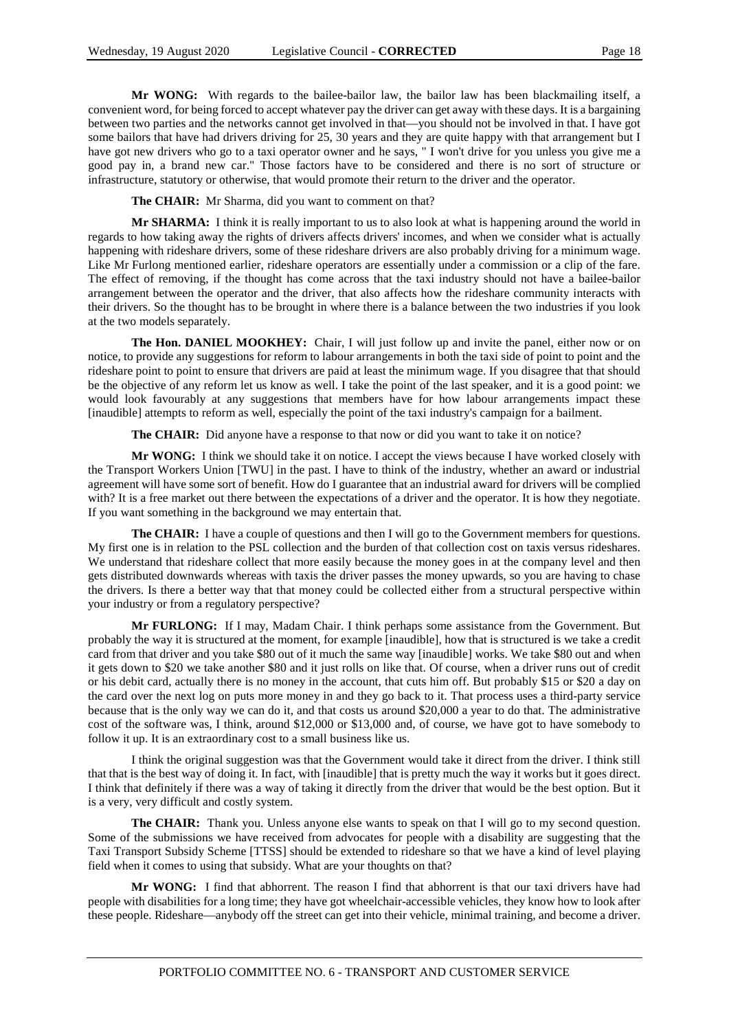**Mr WONG:** With regards to the bailee-bailor law, the bailor law has been blackmailing itself, a convenient word, for being forced to accept whatever pay the driver can get away with these days. It is a bargaining between two parties and the networks cannot get involved in that—you should not be involved in that. I have got some bailors that have had drivers driving for 25, 30 years and they are quite happy with that arrangement but I have got new drivers who go to a taxi operator owner and he says, " I won't drive for you unless you give me a good pay in, a brand new car." Those factors have to be considered and there is no sort of structure or infrastructure, statutory or otherwise, that would promote their return to the driver and the operator.

**The CHAIR:** Mr Sharma, did you want to comment on that?

**Mr SHARMA:** I think it is really important to us to also look at what is happening around the world in regards to how taking away the rights of drivers affects drivers' incomes, and when we consider what is actually happening with rideshare drivers, some of these rideshare drivers are also probably driving for a minimum wage. Like Mr Furlong mentioned earlier, rideshare operators are essentially under a commission or a clip of the fare. The effect of removing, if the thought has come across that the taxi industry should not have a bailee-bailor arrangement between the operator and the driver, that also affects how the rideshare community interacts with their drivers. So the thought has to be brought in where there is a balance between the two industries if you look at the two models separately.

**The Hon. DANIEL MOOKHEY:** Chair, I will just follow up and invite the panel, either now or on notice, to provide any suggestions for reform to labour arrangements in both the taxi side of point to point and the rideshare point to point to ensure that drivers are paid at least the minimum wage. If you disagree that that should be the objective of any reform let us know as well. I take the point of the last speaker, and it is a good point: we would look favourably at any suggestions that members have for how labour arrangements impact these [inaudible] attempts to reform as well, especially the point of the taxi industry's campaign for a bailment.

**The CHAIR:** Did anyone have a response to that now or did you want to take it on notice?

**Mr WONG:** I think we should take it on notice. I accept the views because I have worked closely with the Transport Workers Union [TWU] in the past. I have to think of the industry, whether an award or industrial agreement will have some sort of benefit. How do I guarantee that an industrial award for drivers will be complied with? It is a free market out there between the expectations of a driver and the operator. It is how they negotiate. If you want something in the background we may entertain that.

**The CHAIR:** I have a couple of questions and then I will go to the Government members for questions. My first one is in relation to the PSL collection and the burden of that collection cost on taxis versus rideshares. We understand that rideshare collect that more easily because the money goes in at the company level and then gets distributed downwards whereas with taxis the driver passes the money upwards, so you are having to chase the drivers. Is there a better way that that money could be collected either from a structural perspective within your industry or from a regulatory perspective?

**Mr FURLONG:** If I may, Madam Chair. I think perhaps some assistance from the Government. But probably the way it is structured at the moment, for example [inaudible], how that is structured is we take a credit card from that driver and you take $80 out of it much the same way [inaudible] works. We take $80 out and when it gets down to $20 we take another $80 and it just rolls on like that. Of course, when a driver runs out of credit or his debit card, actually there is no money in the account, that cuts him off. But probably $15 or $20 a day on the card over the next log on puts more money in and they go back to it. That process uses a third-party service because that is the only way we can do it, and that costs us around $20,000 a year to do that. The administrative cost of the software was, I think, around $12,000 or $13,000 and, of course, we have got to have somebody to follow it up. It is an extraordinary cost to a small business like us.

I think the original suggestion was that the Government would take it direct from the driver. I think still that that is the best way of doing it. In fact, with [inaudible] that is pretty much the way it works but it goes direct. I think that definitely if there was a way of taking it directly from the driver that would be the best option. But it is a very, very difficult and costly system.

**The CHAIR:** Thank you. Unless anyone else wants to speak on that I will go to my second question. Some of the submissions we have received from advocates for people with a disability are suggesting that the Taxi Transport Subsidy Scheme [TTSS] should be extended to rideshare so that we have a kind of level playing field when it comes to using that subsidy. What are your thoughts on that?

**Mr WONG:** I find that abhorrent. The reason I find that abhorrent is that our taxi drivers have had people with disabilities for a long time; they have got wheelchair-accessible vehicles, they know how to look after these people. Rideshare—anybody off the street can get into their vehicle, minimal training, and become a driver.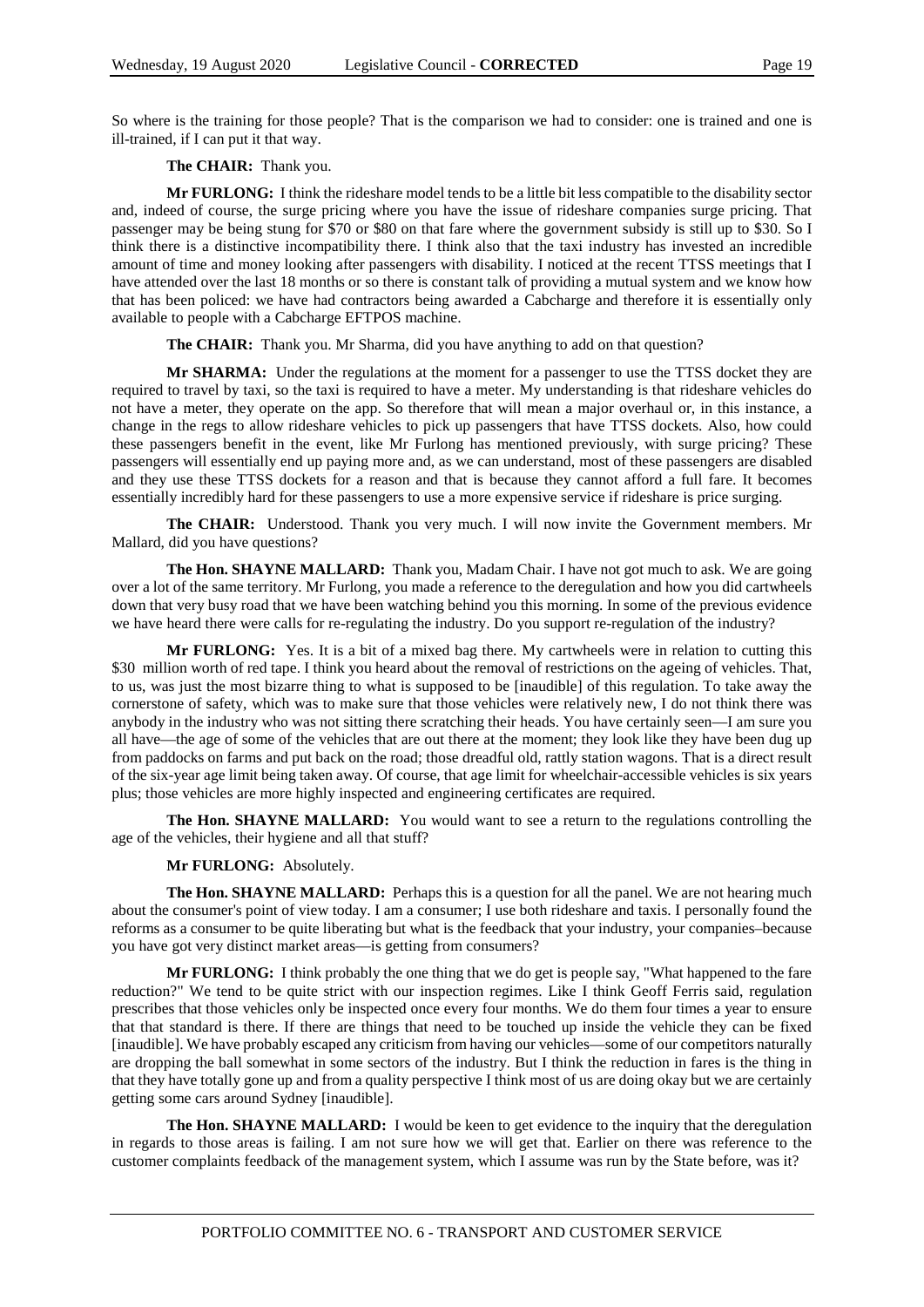So where is the training for those people? That is the comparison we had to consider: one is trained and one is ill-trained, if I can put it that way.

**The CHAIR:** Thank you.

**Mr FURLONG:** I think the rideshare model tends to be a little bit less compatible to the disability sector and, indeed of course, the surge pricing where you have the issue of rideshare companies surge pricing. That passenger may be being stung for $70 or $80 on that fare where the government subsidy is still up to $30. So I think there is a distinctive incompatibility there. I think also that the taxi industry has invested an incredible amount of time and money looking after passengers with disability. I noticed at the recent TTSS meetings that I have attended over the last 18 months or so there is constant talk of providing a mutual system and we know how that has been policed: we have had contractors being awarded a Cabcharge and therefore it is essentially only available to people with a Cabcharge EFTPOS machine.

**The CHAIR:** Thank you. Mr Sharma, did you have anything to add on that question?

**Mr SHARMA:** Under the regulations at the moment for a passenger to use the TTSS docket they are required to travel by taxi, so the taxi is required to have a meter. My understanding is that rideshare vehicles do not have a meter, they operate on the app. So therefore that will mean a major overhaul or, in this instance, a change in the regs to allow rideshare vehicles to pick up passengers that have TTSS dockets. Also, how could these passengers benefit in the event, like Mr Furlong has mentioned previously, with surge pricing? These passengers will essentially end up paying more and, as we can understand, most of these passengers are disabled and they use these TTSS dockets for a reason and that is because they cannot afford a full fare. It becomes essentially incredibly hard for these passengers to use a more expensive service if rideshare is price surging.

**The CHAIR:** Understood. Thank you very much. I will now invite the Government members. Mr Mallard, did you have questions?

**The Hon. SHAYNE MALLARD:** Thank you, Madam Chair. I have not got much to ask. We are going over a lot of the same territory. Mr Furlong, you made a reference to the deregulation and how you did cartwheels down that very busy road that we have been watching behind you this morning. In some of the previous evidence we have heard there were calls for re-regulating the industry. Do you support re-regulation of the industry?

**Mr FURLONG:** Yes. It is a bit of a mixed bag there. My cartwheels were in relation to cutting this $30 million worth of red tape. I think you heard about the removal of restrictions on the ageing of vehicles. That, to us, was just the most bizarre thing to what is supposed to be [inaudible] of this regulation. To take away the cornerstone of safety, which was to make sure that those vehicles were relatively new, I do not think there was anybody in the industry who was not sitting there scratching their heads. You have certainly seen—I am sure you all have—the age of some of the vehicles that are out there at the moment; they look like they have been dug up from paddocks on farms and put back on the road; those dreadful old, rattly station wagons. That is a direct result of the six-year age limit being taken away. Of course, that age limit for wheelchair-accessible vehicles is six years plus; those vehicles are more highly inspected and engineering certificates are required.

**The Hon. SHAYNE MALLARD:** You would want to see a return to the regulations controlling the age of the vehicles, their hygiene and all that stuff?

**Mr FURLONG:** Absolutely.

**The Hon. SHAYNE MALLARD:** Perhaps this is a question for all the panel. We are not hearing much about the consumer's point of view today. I am a consumer; I use both rideshare and taxis. I personally found the reforms as a consumer to be quite liberating but what is the feedback that your industry, your companies–because you have got very distinct market areas—is getting from consumers?

**Mr FURLONG:** I think probably the one thing that we do get is people say, "What happened to the fare reduction?" We tend to be quite strict with our inspection regimes. Like I think Geoff Ferris said, regulation prescribes that those vehicles only be inspected once every four months. We do them four times a year to ensure that that standard is there. If there are things that need to be touched up inside the vehicle they can be fixed [inaudible]. We have probably escaped any criticism from having our vehicles—some of our competitors naturally are dropping the ball somewhat in some sectors of the industry. But I think the reduction in fares is the thing in that they have totally gone up and from a quality perspective I think most of us are doing okay but we are certainly getting some cars around Sydney [inaudible].

**The Hon. SHAYNE MALLARD:** I would be keen to get evidence to the inquiry that the deregulation in regards to those areas is failing. I am not sure how we will get that. Earlier on there was reference to the customer complaints feedback of the management system, which I assume was run by the State before, was it?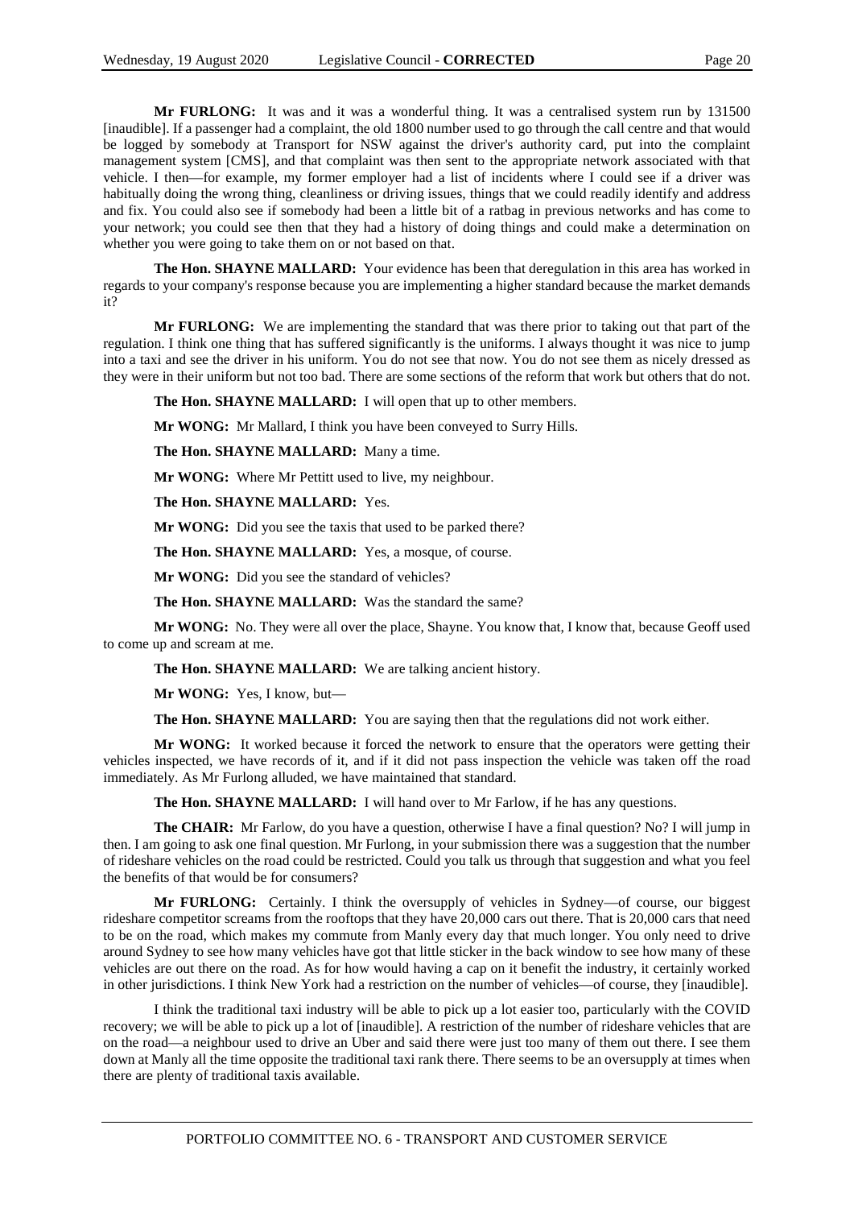**Mr FURLONG:** It was and it was a wonderful thing. It was a centralised system run by 131500 [inaudible]. If a passenger had a complaint, the old 1800 number used to go through the call centre and that would be logged by somebody at Transport for NSW against the driver's authority card, put into the complaint management system [CMS], and that complaint was then sent to the appropriate network associated with that vehicle. I then—for example, my former employer had a list of incidents where I could see if a driver was habitually doing the wrong thing, cleanliness or driving issues, things that we could readily identify and address and fix. You could also see if somebody had been a little bit of a ratbag in previous networks and has come to your network; you could see then that they had a history of doing things and could make a determination on whether you were going to take them on or not based on that.

**The Hon. SHAYNE MALLARD:** Your evidence has been that deregulation in this area has worked in regards to your company's response because you are implementing a higher standard because the market demands it?

**Mr FURLONG:** We are implementing the standard that was there prior to taking out that part of the regulation. I think one thing that has suffered significantly is the uniforms. I always thought it was nice to jump into a taxi and see the driver in his uniform. You do not see that now. You do not see them as nicely dressed as they were in their uniform but not too bad. There are some sections of the reform that work but others that do not.

**The Hon. SHAYNE MALLARD:** I will open that up to other members.

**Mr WONG:** Mr Mallard, I think you have been conveyed to Surry Hills.

**The Hon. SHAYNE MALLARD:** Many a time.

**Mr WONG:** Where Mr Pettitt used to live, my neighbour.

**The Hon. SHAYNE MALLARD:** Yes.

**Mr WONG:** Did you see the taxis that used to be parked there?

**The Hon. SHAYNE MALLARD:** Yes, a mosque, of course.

**Mr WONG:** Did you see the standard of vehicles?

**The Hon. SHAYNE MALLARD:** Was the standard the same?

**Mr WONG:** No. They were all over the place, Shayne. You know that, I know that, because Geoff used to come up and scream at me.

**The Hon. SHAYNE MALLARD:** We are talking ancient history.

**Mr WONG:** Yes, I know, but—

**The Hon. SHAYNE MALLARD:** You are saying then that the regulations did not work either.

**Mr WONG:** It worked because it forced the network to ensure that the operators were getting their vehicles inspected, we have records of it, and if it did not pass inspection the vehicle was taken off the road immediately. As Mr Furlong alluded, we have maintained that standard.

**The Hon. SHAYNE MALLARD:** I will hand over to Mr Farlow, if he has any questions.

**The CHAIR:** Mr Farlow, do you have a question, otherwise I have a final question? No? I will jump in then. I am going to ask one final question. Mr Furlong, in your submission there was a suggestion that the number of rideshare vehicles on the road could be restricted. Could you talk us through that suggestion and what you feel the benefits of that would be for consumers?

**Mr FURLONG:** Certainly. I think the oversupply of vehicles in Sydney—of course, our biggest rideshare competitor screams from the rooftops that they have 20,000 cars out there. That is 20,000 cars that need to be on the road, which makes my commute from Manly every day that much longer. You only need to drive around Sydney to see how many vehicles have got that little sticker in the back window to see how many of these vehicles are out there on the road. As for how would having a cap on it benefit the industry, it certainly worked in other jurisdictions. I think New York had a restriction on the number of vehicles—of course, they [inaudible].

I think the traditional taxi industry will be able to pick up a lot easier too, particularly with the COVID recovery; we will be able to pick up a lot of [inaudible]. A restriction of the number of rideshare vehicles that are on the road—a neighbour used to drive an Uber and said there were just too many of them out there. I see them down at Manly all the time opposite the traditional taxi rank there. There seems to be an oversupply at times when there are plenty of traditional taxis available.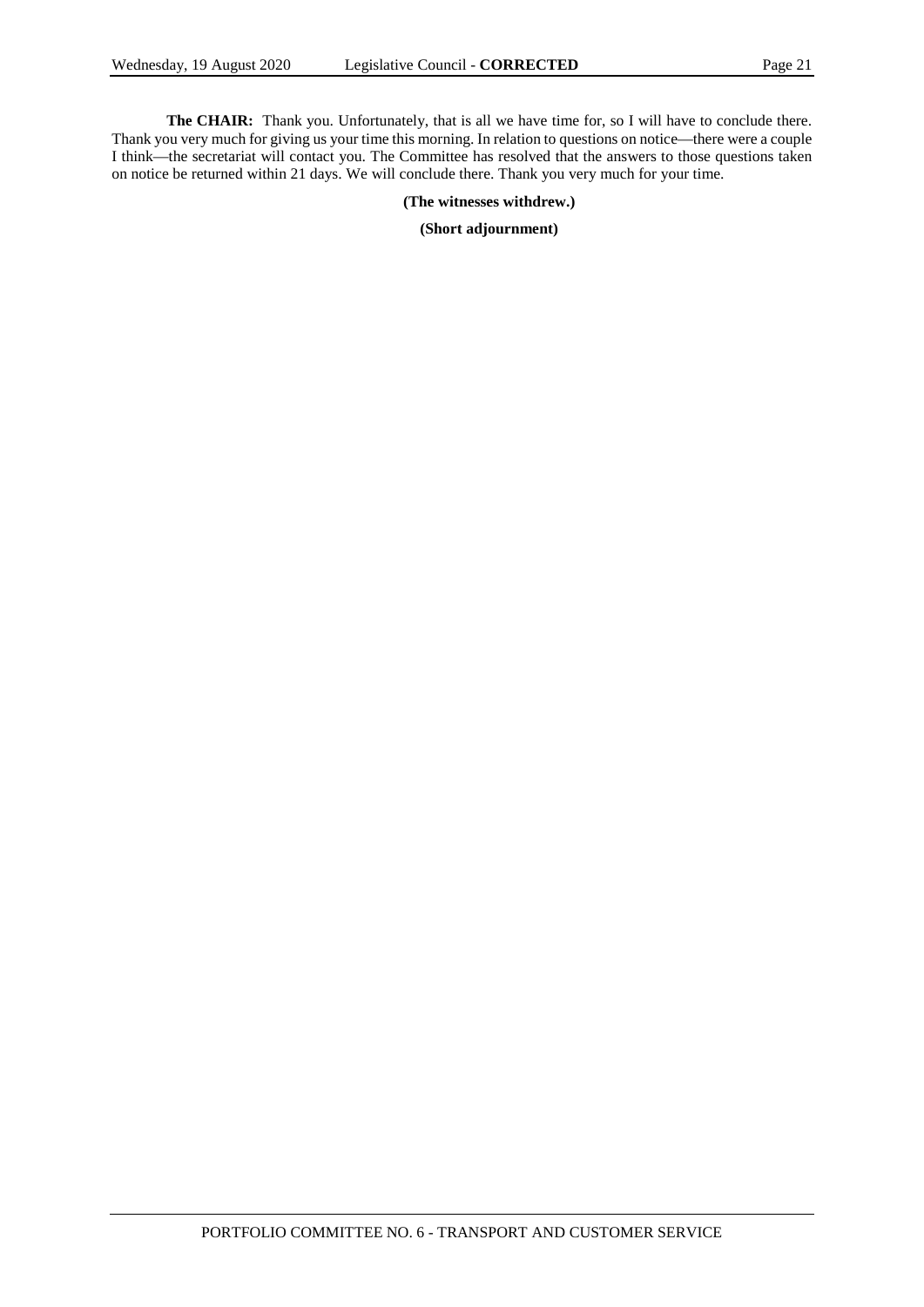**The CHAIR:** Thank you. Unfortunately, that is all we have time for, so I will have to conclude there. Thank you very much for giving us your time this morning. In relation to questions on notice—there were a couple I think—the secretariat will contact you. The Committee has resolved that the answers to those questions taken on notice be returned within 21 days. We will conclude there. Thank you very much for your time.

**(The witnesses withdrew.)**

**(Short adjournment)**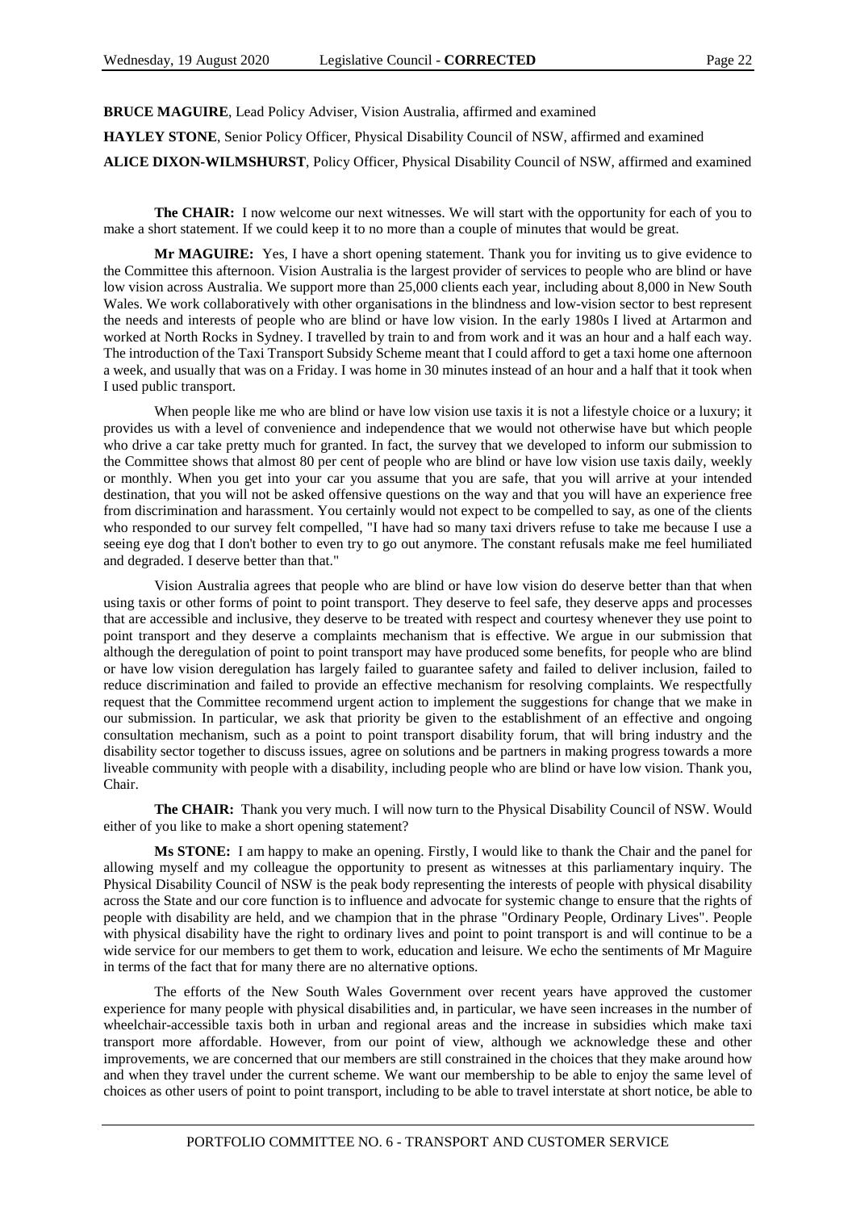**BRUCE MAGUIRE**, Lead Policy Adviser, Vision Australia, affirmed and examined

**HAYLEY STONE**, Senior Policy Officer, Physical Disability Council of NSW, affirmed and examined

**ALICE DIXON-WILMSHURST**, Policy Officer, Physical Disability Council of NSW, affirmed and examined

**The CHAIR:** I now welcome our next witnesses. We will start with the opportunity for each of you to make a short statement. If we could keep it to no more than a couple of minutes that would be great.

**Mr MAGUIRE:** Yes, I have a short opening statement. Thank you for inviting us to give evidence to the Committee this afternoon. Vision Australia is the largest provider of services to people who are blind or have low vision across Australia. We support more than 25,000 clients each year, including about 8,000 in New South Wales. We work collaboratively with other organisations in the blindness and low-vision sector to best represent the needs and interests of people who are blind or have low vision. In the early 1980s I lived at Artarmon and worked at North Rocks in Sydney. I travelled by train to and from work and it was an hour and a half each way. The introduction of the Taxi Transport Subsidy Scheme meant that I could afford to get a taxi home one afternoon a week, and usually that was on a Friday. I was home in 30 minutes instead of an hour and a half that it took when I used public transport.

When people like me who are blind or have low vision use taxis it is not a lifestyle choice or a luxury; it provides us with a level of convenience and independence that we would not otherwise have but which people who drive a car take pretty much for granted. In fact, the survey that we developed to inform our submission to the Committee shows that almost 80 per cent of people who are blind or have low vision use taxis daily, weekly or monthly. When you get into your car you assume that you are safe, that you will arrive at your intended destination, that you will not be asked offensive questions on the way and that you will have an experience free from discrimination and harassment. You certainly would not expect to be compelled to say, as one of the clients who responded to our survey felt compelled, "I have had so many taxi drivers refuse to take me because I use a seeing eye dog that I don't bother to even try to go out anymore. The constant refusals make me feel humiliated and degraded. I deserve better than that."

Vision Australia agrees that people who are blind or have low vision do deserve better than that when using taxis or other forms of point to point transport. They deserve to feel safe, they deserve apps and processes that are accessible and inclusive, they deserve to be treated with respect and courtesy whenever they use point to point transport and they deserve a complaints mechanism that is effective. We argue in our submission that although the deregulation of point to point transport may have produced some benefits, for people who are blind or have low vision deregulation has largely failed to guarantee safety and failed to deliver inclusion, failed to reduce discrimination and failed to provide an effective mechanism for resolving complaints. We respectfully request that the Committee recommend urgent action to implement the suggestions for change that we make in our submission. In particular, we ask that priority be given to the establishment of an effective and ongoing consultation mechanism, such as a point to point transport disability forum, that will bring industry and the disability sector together to discuss issues, agree on solutions and be partners in making progress towards a more liveable community with people with a disability, including people who are blind or have low vision. Thank you, Chair.

**The CHAIR:** Thank you very much. I will now turn to the Physical Disability Council of NSW. Would either of you like to make a short opening statement?

**Ms STONE:** I am happy to make an opening. Firstly, I would like to thank the Chair and the panel for allowing myself and my colleague the opportunity to present as witnesses at this parliamentary inquiry. The Physical Disability Council of NSW is the peak body representing the interests of people with physical disability across the State and our core function is to influence and advocate for systemic change to ensure that the rights of people with disability are held, and we champion that in the phrase "Ordinary People, Ordinary Lives". People with physical disability have the right to ordinary lives and point to point transport is and will continue to be a wide service for our members to get them to work, education and leisure. We echo the sentiments of Mr Maguire in terms of the fact that for many there are no alternative options.

The efforts of the New South Wales Government over recent years have approved the customer experience for many people with physical disabilities and, in particular, we have seen increases in the number of wheelchair-accessible taxis both in urban and regional areas and the increase in subsidies which make taxi transport more affordable. However, from our point of view, although we acknowledge these and other improvements, we are concerned that our members are still constrained in the choices that they make around how and when they travel under the current scheme. We want our membership to be able to enjoy the same level of choices as other users of point to point transport, including to be able to travel interstate at short notice, be able to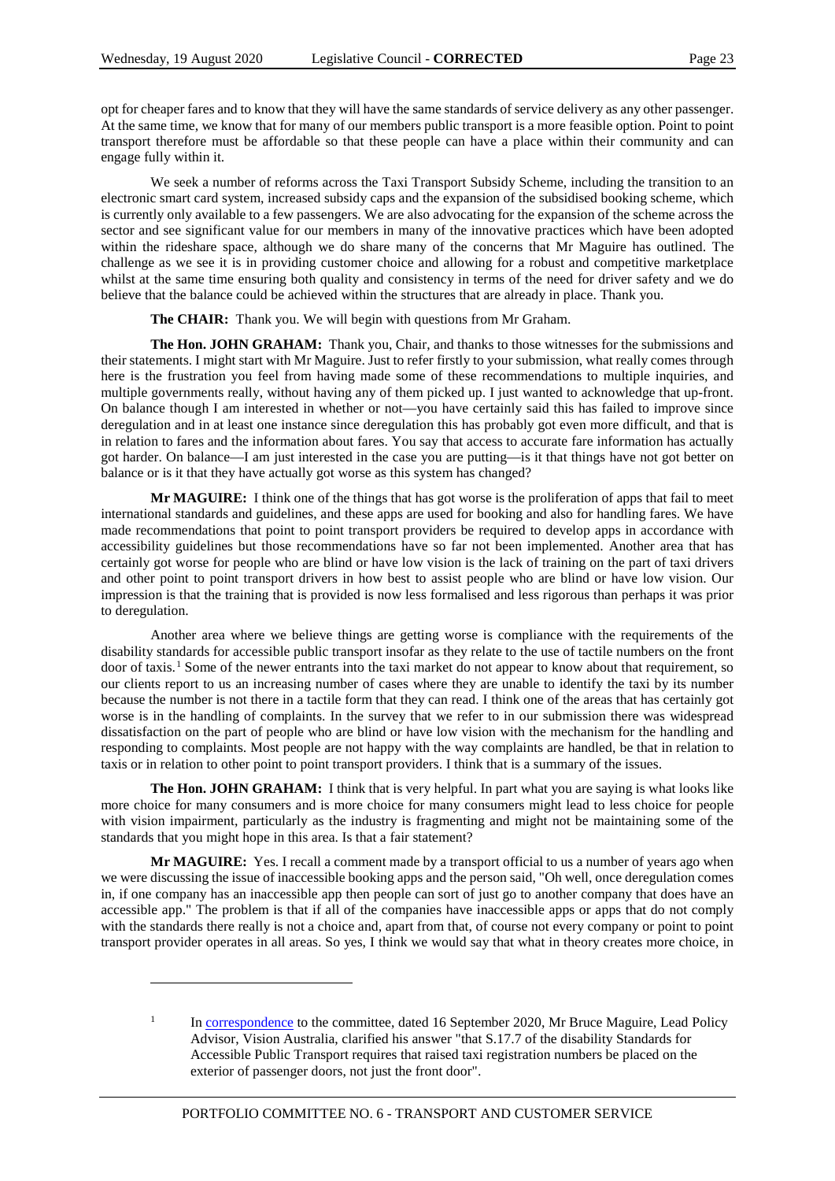opt for cheaper fares and to know that they will have the same standards of service delivery as any other passenger. At the same time, we know that for many of our members public transport is a more feasible option. Point to point transport therefore must be affordable so that these people can have a place within their community and can engage fully within it.

We seek a number of reforms across the Taxi Transport Subsidy Scheme, including the transition to an electronic smart card system, increased subsidy caps and the expansion of the subsidised booking scheme, which is currently only available to a few passengers. We are also advocating for the expansion of the scheme across the sector and see significant value for our members in many of the innovative practices which have been adopted within the rideshare space, although we do share many of the concerns that Mr Maguire has outlined. The challenge as we see it is in providing customer choice and allowing for a robust and competitive marketplace whilst at the same time ensuring both quality and consistency in terms of the need for driver safety and we do believe that the balance could be achieved within the structures that are already in place. Thank you.

**The CHAIR:** Thank you. We will begin with questions from Mr Graham.

**The Hon. JOHN GRAHAM:** Thank you, Chair, and thanks to those witnesses for the submissions and their statements. I might start with Mr Maguire. Just to refer firstly to your submission, what really comes through here is the frustration you feel from having made some of these recommendations to multiple inquiries, and multiple governments really, without having any of them picked up. I just wanted to acknowledge that up-front. On balance though I am interested in whether or not—you have certainly said this has failed to improve since deregulation and in at least one instance since deregulation this has probably got even more difficult, and that is in relation to fares and the information about fares. You say that access to accurate fare information has actually got harder. On balance—I am just interested in the case you are putting—is it that things have not got better on balance or is it that they have actually got worse as this system has changed?

**Mr MAGUIRE:** I think one of the things that has got worse is the proliferation of apps that fail to meet international standards and guidelines, and these apps are used for booking and also for handling fares. We have made recommendations that point to point transport providers be required to develop apps in accordance with accessibility guidelines but those recommendations have so far not been implemented. Another area that has certainly got worse for people who are blind or have low vision is the lack of training on the part of taxi drivers and other point to point transport drivers in how best to assist people who are blind or have low vision. Our impression is that the training that is provided is now less formalised and less rigorous than perhaps it was prior to deregulation.

Another area where we believe things are getting worse is compliance with the requirements of the disability standards for accessible public transport insofar as they relate to the use of tactile numbers on the front door of taxis.[1] Some of the newer entrants into the taxi market do not appear to know about that requirement, so our clients report to us an increasing number of cases where they are unable to identify the taxi by its number because the number is not there in a tactile form that they can read. I think one of the areas that has certainly got worse is in the handling of complaints. In the survey that we refer to in our submission there was widespread dissatisfaction on the part of people who are blind or have low vision with the mechanism for the handling and responding to complaints. Most people are not happy with the way complaints are handled, be that in relation to taxis or in relation to other point to point transport providers. I think that is a summary of the issues.

**The Hon. JOHN GRAHAM:** I think that is very helpful. In part what you are saying is what looks like more choice for many consumers and is more choice for many consumers might lead to less choice for people with vision impairment, particularly as the industry is fragmenting and might not be maintaining some of the standards that you might hope in this area. Is that a fair statement?

**Mr MAGUIRE:** Yes. I recall a comment made by a transport official to us a number of years ago when we were discussing the issue of inaccessible booking apps and the person said, "Oh well, once deregulation comes in, if one company has an inaccessible app then people can sort of just go to another company that does have an accessible app." The problem is that if all of the companies have inaccessible apps or apps that do not comply with the standards there really is not a choice and, apart from that, of course not every company or point to point transport provider operates in all areas. So yes, I think we would say that what in theory creates more choice, in

---

[1] In correspondence to the committee, dated 16 September 2020, Mr Bruce Maguire, Lead Policy Advisor, Vision Australia, clarified his answer "that S.17.7 of the disability Standards for Accessible Public Transport requires that raised taxi registration numbers be placed on the exterior of passenger doors, not just the front door".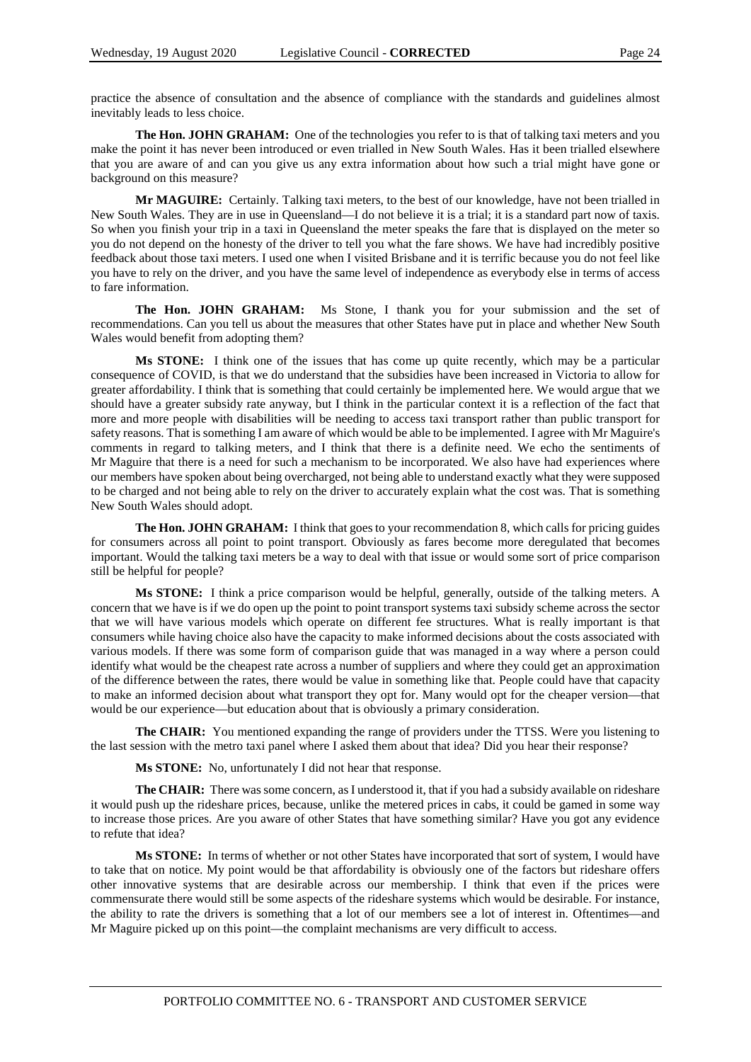practice the absence of consultation and the absence of compliance with the standards and guidelines almost inevitably leads to less choice.

**The Hon. JOHN GRAHAM:** One of the technologies you refer to is that of talking taxi meters and you make the point it has never been introduced or even trialled in New South Wales. Has it been trialled elsewhere that you are aware of and can you give us any extra information about how such a trial might have gone or background on this measure?

**Mr MAGUIRE:** Certainly. Talking taxi meters, to the best of our knowledge, have not been trialled in New South Wales. They are in use in Queensland—I do not believe it is a trial; it is a standard part now of taxis. So when you finish your trip in a taxi in Queensland the meter speaks the fare that is displayed on the meter so you do not depend on the honesty of the driver to tell you what the fare shows. We have had incredibly positive feedback about those taxi meters. I used one when I visited Brisbane and it is terrific because you do not feel like you have to rely on the driver, and you have the same level of independence as everybody else in terms of access to fare information.

**The Hon. JOHN GRAHAM:** Ms Stone, I thank you for your submission and the set of recommendations. Can you tell us about the measures that other States have put in place and whether New South Wales would benefit from adopting them?

**Ms STONE:** I think one of the issues that has come up quite recently, which may be a particular consequence of COVID, is that we do understand that the subsidies have been increased in Victoria to allow for greater affordability. I think that is something that could certainly be implemented here. We would argue that we should have a greater subsidy rate anyway, but I think in the particular context it is a reflection of the fact that more and more people with disabilities will be needing to access taxi transport rather than public transport for safety reasons. That is something I am aware of which would be able to be implemented. I agree with Mr Maguire's comments in regard to talking meters, and I think that there is a definite need. We echo the sentiments of Mr Maguire that there is a need for such a mechanism to be incorporated. We also have had experiences where our members have spoken about being overcharged, not being able to understand exactly what they were supposed to be charged and not being able to rely on the driver to accurately explain what the cost was. That is something New South Wales should adopt.

**The Hon. JOHN GRAHAM:** I think that goes to your recommendation 8, which calls for pricing guides for consumers across all point to point transport. Obviously as fares become more deregulated that becomes important. Would the talking taxi meters be a way to deal with that issue or would some sort of price comparison still be helpful for people?

**Ms STONE:** I think a price comparison would be helpful, generally, outside of the talking meters. A concern that we have is if we do open up the point to point transport systems taxi subsidy scheme across the sector that we will have various models which operate on different fee structures. What is really important is that consumers while having choice also have the capacity to make informed decisions about the costs associated with various models. If there was some form of comparison guide that was managed in a way where a person could identify what would be the cheapest rate across a number of suppliers and where they could get an approximation of the difference between the rates, there would be value in something like that. People could have that capacity to make an informed decision about what transport they opt for. Many would opt for the cheaper version—that would be our experience—but education about that is obviously a primary consideration.

**The CHAIR:** You mentioned expanding the range of providers under the TTSS. Were you listening to the last session with the metro taxi panel where I asked them about that idea? Did you hear their response?

**Ms STONE:** No, unfortunately I did not hear that response.

**The CHAIR:** There was some concern, as I understood it, that if you had a subsidy available on rideshare it would push up the rideshare prices, because, unlike the metered prices in cabs, it could be gamed in some way to increase those prices. Are you aware of other States that have something similar? Have you got any evidence to refute that idea?

**Ms STONE:** In terms of whether or not other States have incorporated that sort of system, I would have to take that on notice. My point would be that affordability is obviously one of the factors but rideshare offers other innovative systems that are desirable across our membership. I think that even if the prices were commensurate there would still be some aspects of the rideshare systems which would be desirable. For instance, the ability to rate the drivers is something that a lot of our members see a lot of interest in. Oftentimes—and Mr Maguire picked up on this point—the complaint mechanisms are very difficult to access.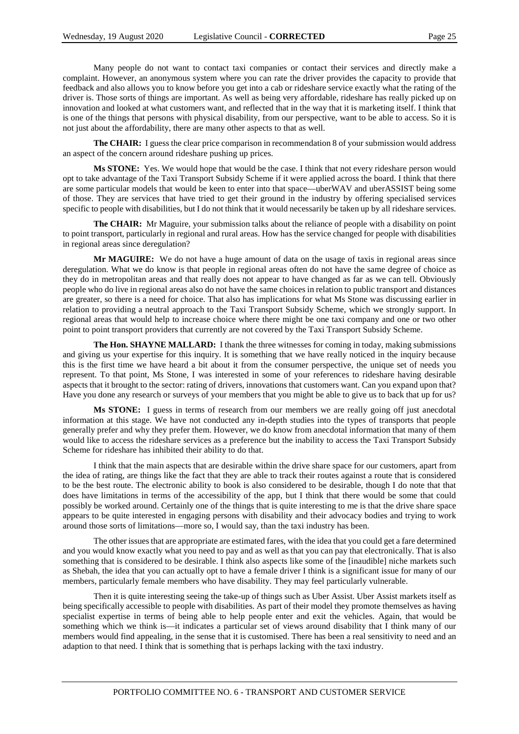Many people do not want to contact taxi companies or contact their services and directly make a complaint. However, an anonymous system where you can rate the driver provides the capacity to provide that feedback and also allows you to know before you get into a cab or rideshare service exactly what the rating of the driver is. Those sorts of things are important. As well as being very affordable, rideshare has really picked up on innovation and looked at what customers want, and reflected that in the way that it is marketing itself. I think that is one of the things that persons with physical disability, from our perspective, want to be able to access. So it is not just about the affordability, there are many other aspects to that as well.

**The CHAIR:** I guess the clear price comparison in recommendation 8 of your submission would address an aspect of the concern around rideshare pushing up prices.

**Ms STONE:** Yes. We would hope that would be the case. I think that not every rideshare person would opt to take advantage of the Taxi Transport Subsidy Scheme if it were applied across the board. I think that there are some particular models that would be keen to enter into that space—uberWAV and uberASSIST being some of those. They are services that have tried to get their ground in the industry by offering specialised services specific to people with disabilities, but I do not think that it would necessarily be taken up by all rideshare services.

**The CHAIR:** Mr Maguire, your submission talks about the reliance of people with a disability on point to point transport, particularly in regional and rural areas. How has the service changed for people with disabilities in regional areas since deregulation?

**Mr MAGUIRE:** We do not have a huge amount of data on the usage of taxis in regional areas since deregulation. What we do know is that people in regional areas often do not have the same degree of choice as they do in metropolitan areas and that really does not appear to have changed as far as we can tell. Obviously people who do live in regional areas also do not have the same choices in relation to public transport and distances are greater, so there is a need for choice. That also has implications for what Ms Stone was discussing earlier in relation to providing a neutral approach to the Taxi Transport Subsidy Scheme, which we strongly support. In regional areas that would help to increase choice where there might be one taxi company and one or two other point to point transport providers that currently are not covered by the Taxi Transport Subsidy Scheme.

**The Hon. SHAYNE MALLARD:** I thank the three witnesses for coming in today, making submissions and giving us your expertise for this inquiry. It is something that we have really noticed in the inquiry because this is the first time we have heard a bit about it from the consumer perspective, the unique set of needs you represent. To that point, Ms Stone, I was interested in some of your references to rideshare having desirable aspects that it brought to the sector: rating of drivers, innovations that customers want. Can you expand upon that? Have you done any research or surveys of your members that you might be able to give us to back that up for us?

**Ms STONE:** I guess in terms of research from our members we are really going off just anecdotal information at this stage. We have not conducted any in-depth studies into the types of transports that people generally prefer and why they prefer them. However, we do know from anecdotal information that many of them would like to access the rideshare services as a preference but the inability to access the Taxi Transport Subsidy Scheme for rideshare has inhibited their ability to do that.

I think that the main aspects that are desirable within the drive share space for our customers, apart from the idea of rating, are things like the fact that they are able to track their routes against a route that is considered to be the best route. The electronic ability to book is also considered to be desirable, though I do note that that does have limitations in terms of the accessibility of the app, but I think that there would be some that could possibly be worked around. Certainly one of the things that is quite interesting to me is that the drive share space appears to be quite interested in engaging persons with disability and their advocacy bodies and trying to work around those sorts of limitations—more so, I would say, than the taxi industry has been.

The other issues that are appropriate are estimated fares, with the idea that you could get a fare determined and you would know exactly what you need to pay and as well as that you can pay that electronically. That is also something that is considered to be desirable. I think also aspects like some of the [inaudible] niche markets such as Shebah, the idea that you can actually opt to have a female driver I think is a significant issue for many of our members, particularly female members who have disability. They may feel particularly vulnerable.

Then it is quite interesting seeing the take-up of things such as Uber Assist. Uber Assist markets itself as being specifically accessible to people with disabilities. As part of their model they promote themselves as having specialist expertise in terms of being able to help people enter and exit the vehicles. Again, that would be something which we think is—it indicates a particular set of views around disability that I think many of our members would find appealing, in the sense that it is customised. There has been a real sensitivity to need and an adaption to that need. I think that is something that is perhaps lacking with the taxi industry.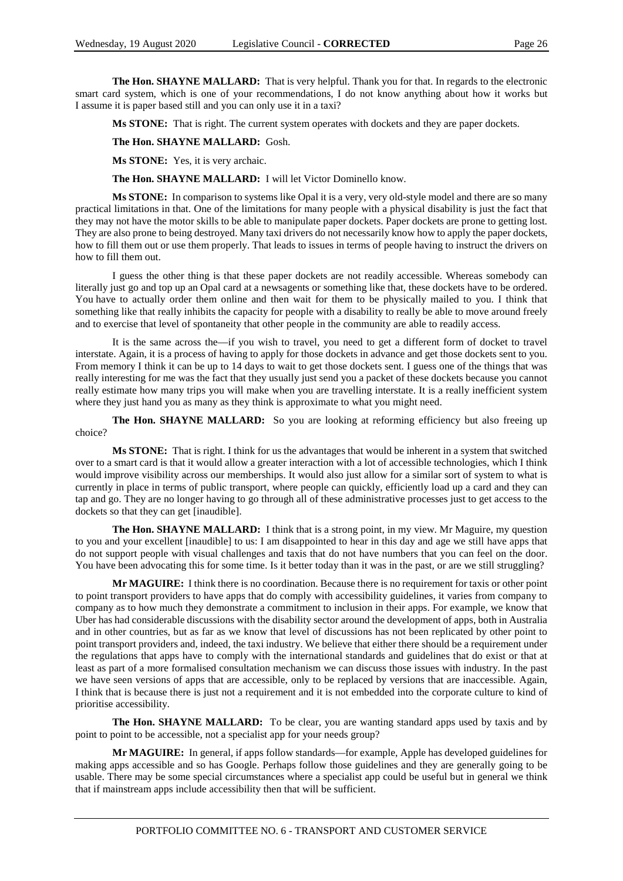**The Hon. SHAYNE MALLARD:** That is very helpful. Thank you for that. In regards to the electronic smart card system, which is one of your recommendations, I do not know anything about how it works but I assume it is paper based still and you can only use it in a taxi?

**Ms STONE:** That is right. The current system operates with dockets and they are paper dockets.

**The Hon. SHAYNE MALLARD:** Gosh.

**Ms STONE:** Yes, it is very archaic.

**The Hon. SHAYNE MALLARD:** I will let Victor Dominello know.

**Ms STONE:** In comparison to systems like Opal it is a very, very old-style model and there are so many practical limitations in that. One of the limitations for many people with a physical disability is just the fact that they may not have the motor skills to be able to manipulate paper dockets. Paper dockets are prone to getting lost. They are also prone to being destroyed. Many taxi drivers do not necessarily know how to apply the paper dockets, how to fill them out or use them properly. That leads to issues in terms of people having to instruct the drivers on how to fill them out.

I guess the other thing is that these paper dockets are not readily accessible. Whereas somebody can literally just go and top up an Opal card at a newsagents or something like that, these dockets have to be ordered. You have to actually order them online and then wait for them to be physically mailed to you. I think that something like that really inhibits the capacity for people with a disability to really be able to move around freely and to exercise that level of spontaneity that other people in the community are able to readily access.

It is the same across the—if you wish to travel, you need to get a different form of docket to travel interstate. Again, it is a process of having to apply for those dockets in advance and get those dockets sent to you. From memory I think it can be up to 14 days to wait to get those dockets sent. I guess one of the things that was really interesting for me was the fact that they usually just send you a packet of these dockets because you cannot really estimate how many trips you will make when you are travelling interstate. It is a really inefficient system where they just hand you as many as they think is approximate to what you might need.

**The Hon. SHAYNE MALLARD:** So you are looking at reforming efficiency but also freeing up choice?

**Ms STONE:** That is right. I think for us the advantages that would be inherent in a system that switched over to a smart card is that it would allow a greater interaction with a lot of accessible technologies, which I think would improve visibility across our memberships. It would also just allow for a similar sort of system to what is currently in place in terms of public transport, where people can quickly, efficiently load up a card and they can tap and go. They are no longer having to go through all of these administrative processes just to get access to the dockets so that they can get [inaudible].

**The Hon. SHAYNE MALLARD:** I think that is a strong point, in my view. Mr Maguire, my question to you and your excellent [inaudible] to us: I am disappointed to hear in this day and age we still have apps that do not support people with visual challenges and taxis that do not have numbers that you can feel on the door. You have been advocating this for some time. Is it better today than it was in the past, or are we still struggling?

**Mr MAGUIRE:** I think there is no coordination. Because there is no requirement for taxis or other point to point transport providers to have apps that do comply with accessibility guidelines, it varies from company to company as to how much they demonstrate a commitment to inclusion in their apps. For example, we know that Uber has had considerable discussions with the disability sector around the development of apps, both in Australia and in other countries, but as far as we know that level of discussions has not been replicated by other point to point transport providers and, indeed, the taxi industry. We believe that either there should be a requirement under the regulations that apps have to comply with the international standards and guidelines that do exist or that at least as part of a more formalised consultation mechanism we can discuss those issues with industry. In the past we have seen versions of apps that are accessible, only to be replaced by versions that are inaccessible. Again, I think that is because there is just not a requirement and it is not embedded into the corporate culture to kind of prioritise accessibility.

**The Hon. SHAYNE MALLARD:** To be clear, you are wanting standard apps used by taxis and by point to point to be accessible, not a specialist app for your needs group?

**Mr MAGUIRE:** In general, if apps follow standards—for example, Apple has developed guidelines for making apps accessible and so has Google. Perhaps follow those guidelines and they are generally going to be usable. There may be some special circumstances where a specialist app could be useful but in general we think that if mainstream apps include accessibility then that will be sufficient.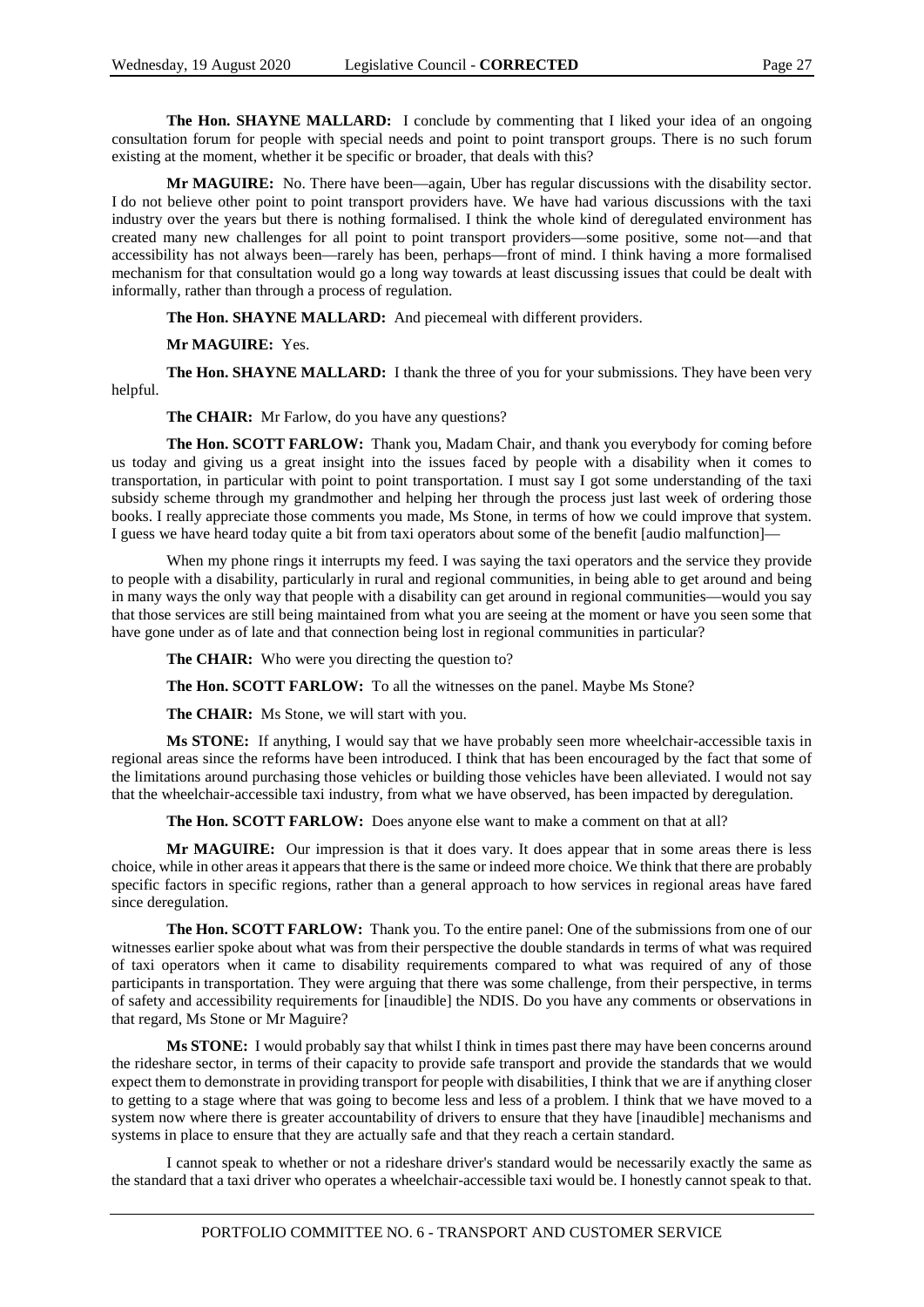**The Hon. SHAYNE MALLARD:** I conclude by commenting that I liked your idea of an ongoing consultation forum for people with special needs and point to point transport groups. There is no such forum existing at the moment, whether it be specific or broader, that deals with this?

**Mr MAGUIRE:** No. There have been—again, Uber has regular discussions with the disability sector. I do not believe other point to point transport providers have. We have had various discussions with the taxi industry over the years but there is nothing formalised. I think the whole kind of deregulated environment has created many new challenges for all point to point transport providers—some positive, some not—and that accessibility has not always been—rarely has been, perhaps—front of mind. I think having a more formalised mechanism for that consultation would go a long way towards at least discussing issues that could be dealt with informally, rather than through a process of regulation.

**The Hon. SHAYNE MALLARD:** And piecemeal with different providers.

**Mr MAGUIRE:** Yes.

**The Hon. SHAYNE MALLARD:** I thank the three of you for your submissions. They have been very helpful.

**The CHAIR:** Mr Farlow, do you have any questions?

**The Hon. SCOTT FARLOW:** Thank you, Madam Chair, and thank you everybody for coming before us today and giving us a great insight into the issues faced by people with a disability when it comes to transportation, in particular with point to point transportation. I must say I got some understanding of the taxi subsidy scheme through my grandmother and helping her through the process just last week of ordering those books. I really appreciate those comments you made, Ms Stone, in terms of how we could improve that system. I guess we have heard today quite a bit from taxi operators about some of the benefit [audio malfunction]—

When my phone rings it interrupts my feed. I was saying the taxi operators and the service they provide to people with a disability, particularly in rural and regional communities, in being able to get around and being in many ways the only way that people with a disability can get around in regional communities—would you say that those services are still being maintained from what you are seeing at the moment or have you seen some that have gone under as of late and that connection being lost in regional communities in particular?

**The CHAIR:** Who were you directing the question to?

**The Hon. SCOTT FARLOW:** To all the witnesses on the panel. Maybe Ms Stone?

**The CHAIR:** Ms Stone, we will start with you.

**Ms STONE:** If anything, I would say that we have probably seen more wheelchair-accessible taxis in regional areas since the reforms have been introduced. I think that has been encouraged by the fact that some of the limitations around purchasing those vehicles or building those vehicles have been alleviated. I would not say that the wheelchair-accessible taxi industry, from what we have observed, has been impacted by deregulation.

**The Hon. SCOTT FARLOW:** Does anyone else want to make a comment on that at all?

**Mr MAGUIRE:** Our impression is that it does vary. It does appear that in some areas there is less choice, while in other areas it appears that there is the same or indeed more choice. We think that there are probably specific factors in specific regions, rather than a general approach to how services in regional areas have fared since deregulation.

**The Hon. SCOTT FARLOW:** Thank you. To the entire panel: One of the submissions from one of our witnesses earlier spoke about what was from their perspective the double standards in terms of what was required of taxi operators when it came to disability requirements compared to what was required of any of those participants in transportation. They were arguing that there was some challenge, from their perspective, in terms of safety and accessibility requirements for [inaudible] the NDIS. Do you have any comments or observations in that regard, Ms Stone or Mr Maguire?

**Ms STONE:** I would probably say that whilst I think in times past there may have been concerns around the rideshare sector, in terms of their capacity to provide safe transport and provide the standards that we would expect them to demonstrate in providing transport for people with disabilities, I think that we are if anything closer to getting to a stage where that was going to become less and less of a problem. I think that we have moved to a system now where there is greater accountability of drivers to ensure that they have [inaudible] mechanisms and systems in place to ensure that they are actually safe and that they reach a certain standard.

I cannot speak to whether or not a rideshare driver's standard would be necessarily exactly the same as the standard that a taxi driver who operates a wheelchair-accessible taxi would be. I honestly cannot speak to that.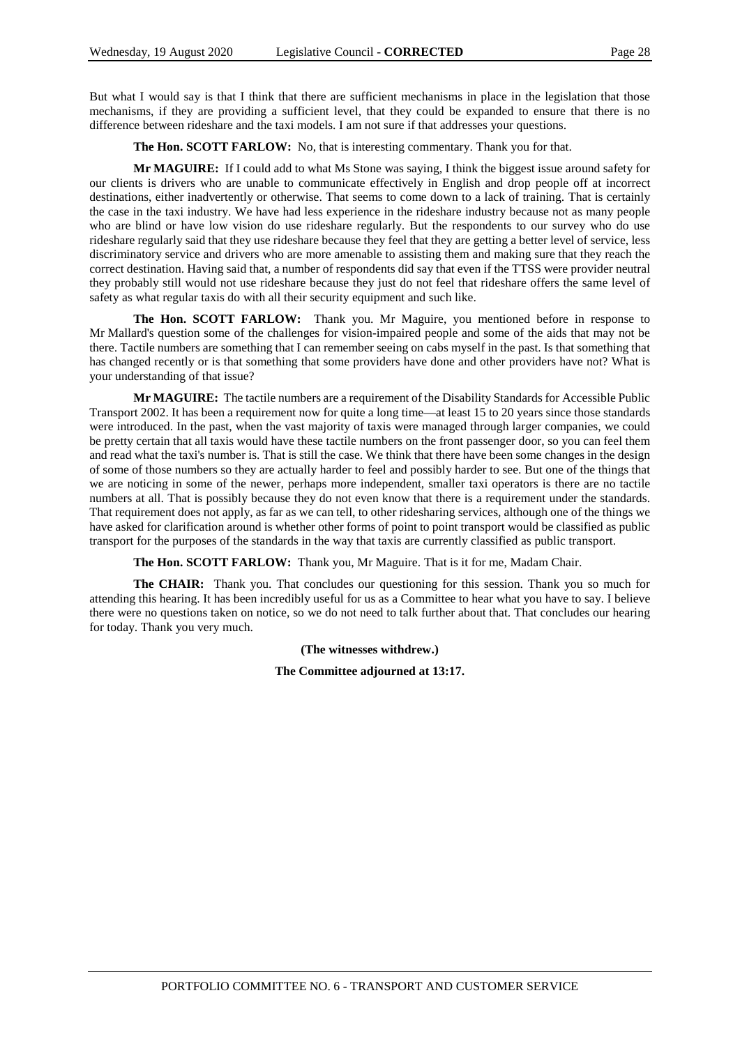But what I would say is that I think that there are sufficient mechanisms in place in the legislation that those mechanisms, if they are providing a sufficient level, that they could be expanded to ensure that there is no difference between rideshare and the taxi models. I am not sure if that addresses your questions.

**The Hon. SCOTT FARLOW:** No, that is interesting commentary. Thank you for that.

**Mr MAGUIRE:** If I could add to what Ms Stone was saying, I think the biggest issue around safety for our clients is drivers who are unable to communicate effectively in English and drop people off at incorrect destinations, either inadvertently or otherwise. That seems to come down to a lack of training. That is certainly the case in the taxi industry. We have had less experience in the rideshare industry because not as many people who are blind or have low vision do use rideshare regularly. But the respondents to our survey who do use rideshare regularly said that they use rideshare because they feel that they are getting a better level of service, less discriminatory service and drivers who are more amenable to assisting them and making sure that they reach the correct destination. Having said that, a number of respondents did say that even if the TTSS were provider neutral they probably still would not use rideshare because they just do not feel that rideshare offers the same level of safety as what regular taxis do with all their security equipment and such like.

**The Hon. SCOTT FARLOW:** Thank you. Mr Maguire, you mentioned before in response to Mr Mallard's question some of the challenges for vision-impaired people and some of the aids that may not be there. Tactile numbers are something that I can remember seeing on cabs myself in the past. Is that something that has changed recently or is that something that some providers have done and other providers have not? What is your understanding of that issue?

**Mr MAGUIRE:** The tactile numbers are a requirement of the Disability Standards for Accessible Public Transport 2002. It has been a requirement now for quite a long time—at least 15 to 20 years since those standards were introduced. In the past, when the vast majority of taxis were managed through larger companies, we could be pretty certain that all taxis would have these tactile numbers on the front passenger door, so you can feel them and read what the taxi's number is. That is still the case. We think that there have been some changes in the design of some of those numbers so they are actually harder to feel and possibly harder to see. But one of the things that we are noticing in some of the newer, perhaps more independent, smaller taxi operators is there are no tactile numbers at all. That is possibly because they do not even know that there is a requirement under the standards. That requirement does not apply, as far as we can tell, to other ridesharing services, although one of the things we have asked for clarification around is whether other forms of point to point transport would be classified as public transport for the purposes of the standards in the way that taxis are currently classified as public transport.

**The Hon. SCOTT FARLOW:** Thank you, Mr Maguire. That is it for me, Madam Chair.

**The CHAIR:** Thank you. That concludes our questioning for this session. Thank you so much for attending this hearing. It has been incredibly useful for us as a Committee to hear what you have to say. I believe there were no questions taken on notice, so we do not need to talk further about that. That concludes our hearing for today. Thank you very much.

**(The witnesses withdrew.)**

**The Committee adjourned at 13:17.**